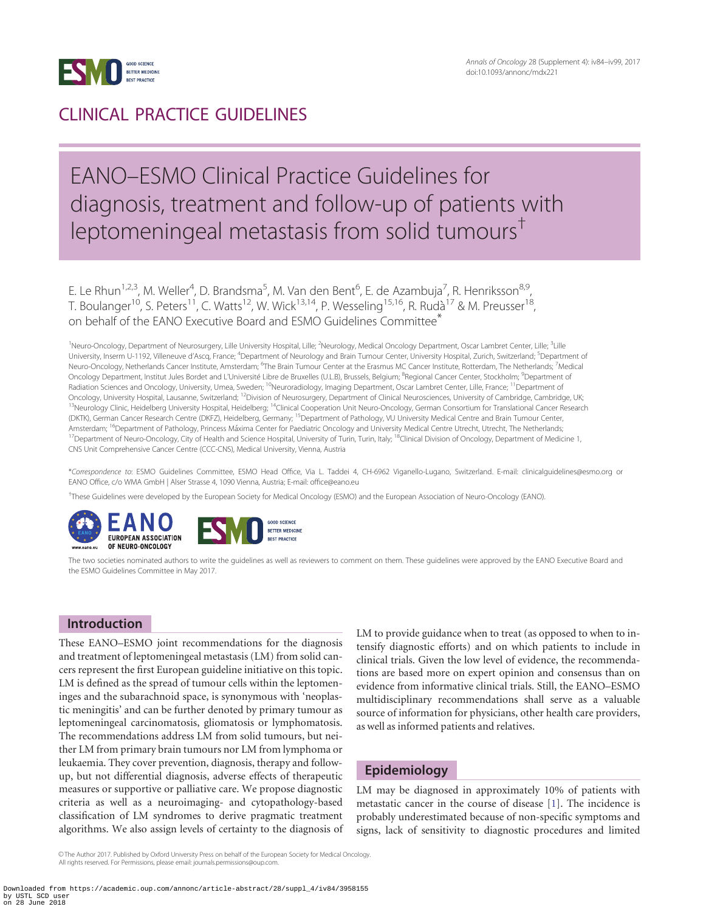CLINICAL PRACTICE GUIDELINES

# EANO–ESMO Clinical Practice Guidelines for diagnosis, treatment and follow-up of patients with leptomeningeal metastasis from solid tumours[†]

E. Le Rhun[1,2,3], M. Weller[4], D. Brandsma[5], M. Van den Bent[6], E. de Azambuja[7], R. Henriksson[8,9], T. Boulanger[10], S. Peters[11], C. Watts[12], W. Wick[13,14], P. Wesseling[15,16], R. Rudà[17] & M. Preusser[18], on behalf of the EANO Executive Board and ESMO Guidelines Committee[*]

[1]Neuro-Oncology, Department of Neurosurgery, Lille University Hospital, Lille; [2]Neurology, Medical Oncology Department, Oscar Lambret Center, Lille; [3]Lille University, Inserm U-1192, Villeneuve d'Ascq, France; [4]Department of Neurology and Brain Tumour Center, University Hospital, Zurich, Switzerland; [5]Department of Neuro-Oncology, Netherlands Cancer Institute, Amsterdam; [6]The Brain Tumour Center at the Erasmus MC Cancer Institute, Rotterdam, The Netherlands; [7]Medical Oncology Department, Institut Jules Bordet and L'Université Libre de Bruxelles (U.L.B), Brussels, Belgium; [8]Regional Cancer Center, Stockholm; [9]Department of Radiation Sciences and Oncology, University, Umea, Sweden; [10]Neuroradiology, Imaging Department, Oscar Lambret Center, Lille, France; [11]Department of Oncology, University Hospital, Lausanne, Switzerland; [12]Division of Neurosurgery, Department of Clinical Neurosciences, University of Cambridge, Cambridge, UK; [13]Neurology Clinic, Heidelberg University Hospital, Heidelberg; [14]Clinical Cooperation Unit Neuro-Oncology, German Consortium for Translational Cancer Research (DKTK), German Cancer Research Centre (DKFZ), Heidelberg, Germany; [15]Department of Pathology, VU University Medical Centre and Brain Tumour Center, Amsterdam; [16]Department of Pathology, Princess Máxima Center for Paediatric Oncology and University Medical Centre Utrecht, Utrecht, The Netherlands; [17]Department of Neuro-Oncology, City of Health and Science Hospital, University of Turin, Turin, Italy; [18]Clinical Division of Oncology, Department of Medicine 1, CNS Unit Comprehensive Cancer Centre (CCC-CNS), Medical University, Vienna, Austria

*Correspondence to: ESMO Guidelines Committee, ESMO Head Office, Via L. Taddei 4, CH-6962 Viganello-Lugano, Switzerland. E-mail: clinicalguidelines@esmo.org or EANO Office, c/o WMA GmbH | Alser Strasse 4, 1090 Vienna, Austria; E-mail: office@eano.eu

†These Guidelines were developed by the European Society for Medical Oncology (ESMO) and the European Association of Neuro-Oncology (EANO).

The two societies nominated authors to write the guidelines as well as reviewers to comment on them. These guidelines were approved by the EANO Executive Board and the ESMO Guidelines Committee in May 2017.

## Introduction

These EANO–ESMO joint recommendations for the diagnosis and treatment of leptomeningeal metastasis (LM) from solid cancers represent the first European guideline initiative on this topic. LM is defined as the spread of tumour cells within the leptomeninges and the subarachnoid space, is synonymous with 'neoplastic meningitis' and can be further denoted by primary tumour as leptomeningeal carcinomatosis, gliomatosis or lymphomatosis. The recommendations address LM from solid tumours, but neither LM from primary brain tumours nor LM from lymphoma or leukaemia. They cover prevention, diagnosis, therapy and follow-up, but not differential diagnosis, adverse effects of therapeutic measures or supportive or palliative care. We propose diagnostic criteria as well as a neuroimaging- and cytopathology-based classification of LM syndromes to derive pragmatic treatment algorithms. We also assign levels of certainty to the diagnosis of LM to provide guidance when to treat (as opposed to when to intensify diagnostic efforts) and on which patients to include in clinical trials. Given the low level of evidence, the recommendations are based more on expert opinion and consensus than on evidence from informative clinical trials. Still, the EANO–ESMO multidisciplinary recommendations shall serve as a valuable source of information for physicians, other health care providers, as well as informed patients and relatives.

## Epidemiology

LM may be diagnosed in approximately 10% of patients with metastatic cancer in the course of disease [1]. The incidence is probably underestimated because of non-specific symptoms and signs, lack of sensitivity to diagnostic procedures and limited

© The Author 2017. Published by Oxford University Press on behalf of the European Society for Medical Oncology. All rights reserved. For Permissions, please email: journals.permissions@oup.com.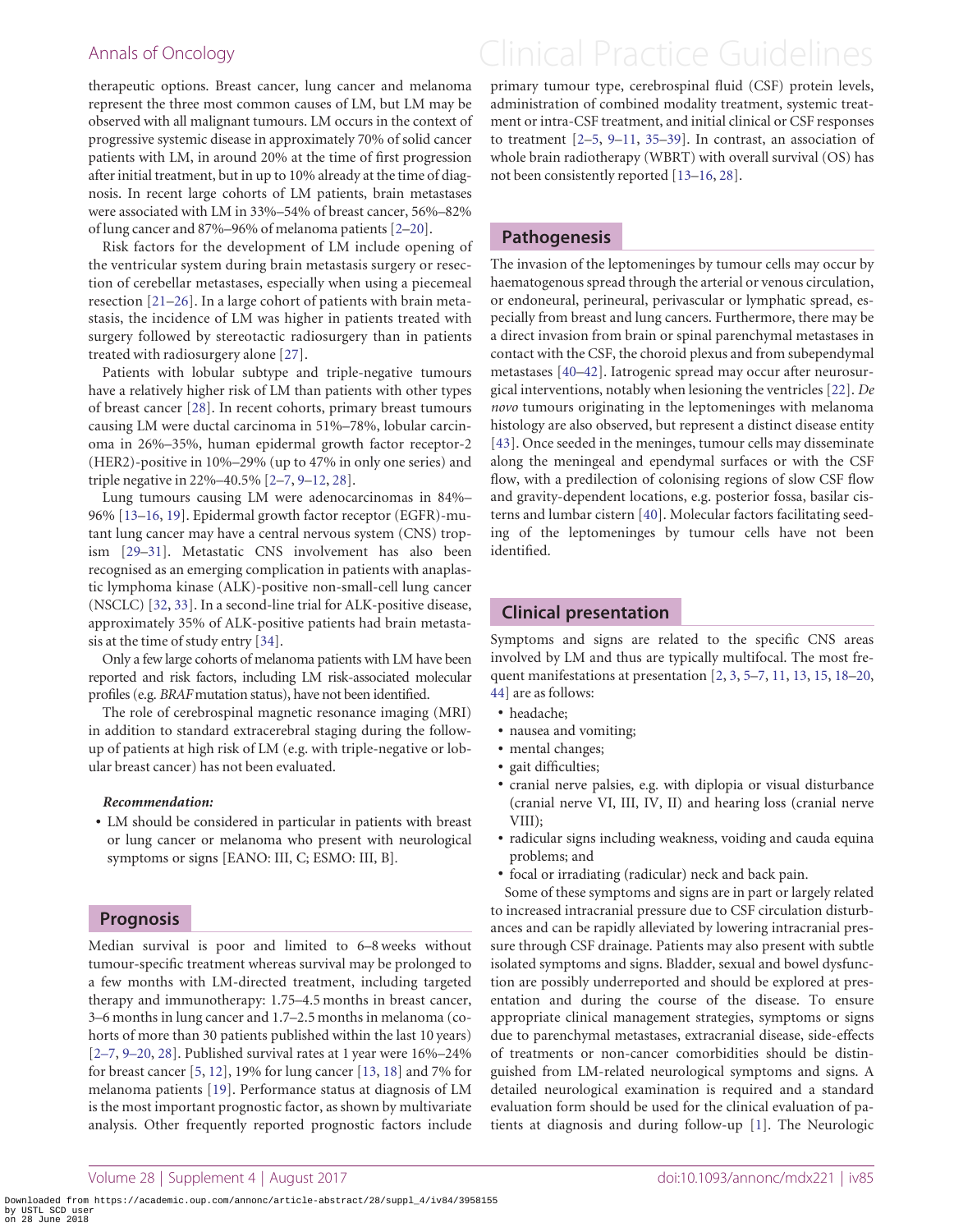therapeutic options. Breast cancer, lung cancer and melanoma represent the three most common causes of LM, but LM may be observed with all malignant tumours. LM occurs in the context of progressive systemic disease in approximately 70% of solid cancer patients with LM, in around 20% at the time of first progression after initial treatment, but in up to 10% already at the time of diagnosis. In recent large cohorts of LM patients, brain metastases were associated with LM in 33%–54% of breast cancer, 56%–82% of lung cancer and 87%–96% of melanoma patients [2–20].

Risk factors for the development of LM include opening of the ventricular system during brain metastasis surgery or resection of cerebellar metastases, especially when using a piecemeal resection [21–26]. In a large cohort of patients with brain metastasis, the incidence of LM was higher in patients treated with surgery followed by stereotactic radiosurgery than in patients treated with radiosurgery alone [27].

Patients with lobular subtype and triple-negative tumours have a relatively higher risk of LM than patients with other types of breast cancer [28]. In recent cohorts, primary breast tumours causing LM were ductal carcinoma in 51%–78%, lobular carcinoma in 26%–35%, human epidermal growth factor receptor-2 (HER2)-positive in 10%–29% (up to 47% in only one series) and triple negative in 22%–40.5% [2–7, 9–12, 28].

Lung tumours causing LM were adenocarcinomas in 84%–96% [13–16, 19]. Epidermal growth factor receptor (EGFR)-mutant lung cancer may have a central nervous system (CNS) tropism [29–31]. Metastatic CNS involvement has also been recognised as an emerging complication in patients with anaplastic lymphoma kinase (ALK)-positive non-small-cell lung cancer (NSCLC) [32, 33]. In a second-line trial for ALK-positive disease, approximately 35% of ALK-positive patients had brain metastasis at the time of study entry [34].

Only a few large cohorts of melanoma patients with LM have been reported and risk factors, including LM risk-associated molecular profiles (e.g. *BRAF* mutation status), have not been identified.

The role of cerebrospinal magnetic resonance imaging (MRI) in addition to standard extracerebral staging during the follow-up of patients at high risk of LM (e.g. with triple-negative or lobular breast cancer) has not been evaluated.

***Recommendation:***

- LM should be considered in particular in patients with breast or lung cancer or melanoma who present with neurological symptoms or signs [EANO: III, C; ESMO: III, B].

## Prognosis

Median survival is poor and limited to 6–8 weeks without tumour-specific treatment whereas survival may be prolonged to a few months with LM-directed treatment, including targeted therapy and immunotherapy: 1.75–4.5 months in breast cancer, 3–6 months in lung cancer and 1.7–2.5 months in melanoma (cohorts of more than 30 patients published within the last 10 years) [2–7, 9–20, 28]. Published survival rates at 1 year were 16%–24% for breast cancer [5, 12], 19% for lung cancer [13, 18] and 7% for melanoma patients [19]. Performance status at diagnosis of LM is the most important prognostic factor, as shown by multivariate analysis. Other frequently reported prognostic factors include primary tumour type, cerebrospinal fluid (CSF) protein levels, administration of combined modality treatment, systemic treatment or intra-CSF treatment, and initial clinical or CSF responses to treatment [2–5, 9–11, 35–39]. In contrast, an association of whole brain radiotherapy (WBRT) with overall survival (OS) has not been consistently reported [13–16, 28].

## Pathogenesis

The invasion of the leptomeninges by tumour cells may occur by haematogenous spread through the arterial or venous circulation, or endoneural, perineural, perivascular or lymphatic spread, especially from breast and lung cancers. Furthermore, there may be a direct invasion from brain or spinal parenchymal metastases in contact with the CSF, the choroid plexus and from subependymal metastases [40–42]. Iatrogenic spread may occur after neurosurgical interventions, notably when lesioning the ventricles [22]. *De novo* tumours originating in the leptomeninges with melanoma histology are also observed, but represent a distinct disease entity [43]. Once seeded in the meninges, tumour cells may disseminate along the meningeal and ependymal surfaces or with the CSF flow, with a predilection of colonising regions of slow CSF flow and gravity-dependent locations, e.g. posterior fossa, basilar cisterns and lumbar cistern [40]. Molecular factors facilitating seeding of the leptomeninges by tumour cells have not been identified.

## Clinical presentation

Symptoms and signs are related to the specific CNS areas involved by LM and thus are typically multifocal. The most frequent manifestations at presentation [2, 3, 5–7, 11, 13, 15, 18–20, 44] are as follows:

- headache;
- nausea and vomiting;
- mental changes;
- gait difficulties;
- cranial nerve palsies, e.g. with diplopia or visual disturbance (cranial nerve VI, III, IV, II) and hearing loss (cranial nerve VIII);
- radicular signs including weakness, voiding and cauda equina problems; and
- focal or irradiating (radicular) neck and back pain.

Some of these symptoms and signs are in part or largely related to increased intracranial pressure due to CSF circulation disturbances and can be rapidly alleviated by lowering intracranial pressure through CSF drainage. Patients may also present with subtle isolated symptoms and signs. Bladder, sexual and bowel dysfunction are possibly underreported and should be explored at presentation and during the course of the disease. To ensure appropriate clinical management strategies, symptoms or signs due to parenchymal metastases, extracranial disease, side-effects of treatments or non-cancer comorbidities should be distinguished from LM-related neurological symptoms and signs. A detailed neurological examination is required and a standard evaluation form should be used for the clinical evaluation of patients at diagnosis and during follow-up [1]. The Neurologic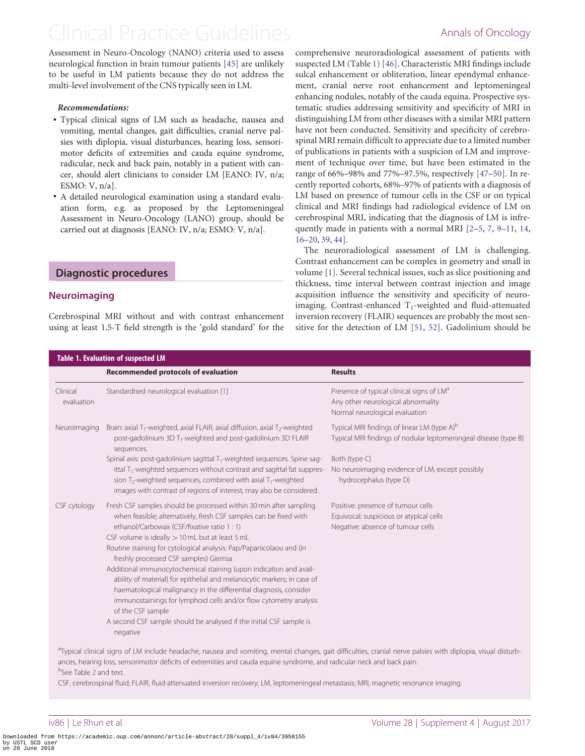Assessment in Neuro-Oncology (NANO) criteria used to assess neurological function in brain tumour patients [45] are unlikely to be useful in LM patients because they do not address the multi-level involvement of the CNS typically seen in LM.

***Recommendations:***

- Typical clinical signs of LM such as headache, nausea and vomiting, mental changes, gait difficulties, cranial nerve palsies with diplopia, visual disturbances, hearing loss, sensorimotor deficits of extremities and cauda equine syndrome, radicular, neck and back pain, notably in a patient with cancer, should alert clinicians to consider LM [EANO: IV, n/a; ESMO: V, n/a].
- A detailed neurological examination using a standard evaluation form, e.g. as proposed by the Leptomeningeal Assessment in Neuro-Oncology (LANO) group, should be carried out at diagnosis [EANO: IV, n/a; ESMO: V, n/a].

## Diagnostic procedures

### Neuroimaging

Cerebrospinal MRI without and with contrast enhancement using at least 1.5-T field strength is the 'gold standard' for the comprehensive neuroradiological assessment of patients with suspected LM (Table 1) [46]. Characteristic MRI findings include sulcal enhancement or obliteration, linear ependymal enhancement, cranial nerve root enhancement and leptomeningeal enhancing nodules, notably of the cauda equina. Prospective systematic studies addressing sensitivity and specificity of MRI in distinguishing LM from other diseases with a similar MRI pattern have not been conducted. Sensitivity and specificity of cerebrospinal MRI remain difficult to appreciate due to a limited number of publications in patients with a suspicion of LM and improvement of technique over time, but have been estimated in the range of 66%–98% and 77%–97.5%, respectively [47–50]. In recently reported cohorts, 68%–97% of patients with a diagnosis of LM based on presence of tumour cells in the CSF or on typical clinical and MRI findings had radiological evidence of LM on cerebrospinal MRI, indicating that the diagnosis of LM is infrequently made in patients with a normal MRI [2–5, 7, 9–11, 14, 16–20, 39, 44].

The neuroradiological assessment of LM is challenging. Contrast enhancement can be complex in geometry and small in volume [1]. Several technical issues, such as slice positioning and thickness, time interval between contrast injection and image acquisition influence the sensitivity and specificity of neuroimaging. Contrast-enhanced $T_1$-weighted and fluid-attenuated inversion recovery (FLAIR) sequences are probably the most sensitive for the detection of LM [51, 52]. Gadolinium should be

**Table 1. Evaluation of suspected LM**

| | Recommended protocols of evaluation | Results |
|---|---|---|
| Clinical evaluation | Standardised neurological evaluation [1] | Presence of typical clinical signs of LM[a]<br>Any other neurological abnormality<br>Normal neurological evaluation |
| Neuroimaging | Brain: axial $T_1$-weighted, axial FLAIR, axial diffusion, axial $T_2$-weighted post-gadolinium 3D $T_1$-weighted and post-gadolinium 3D FLAIR sequences.<br>Spinal axis: post-gadolinium sagittal $T_1$-weighted sequences. Spine sagittal $T_1$-weighted sequences without contrast and sagittal fat suppression $T_2$-weighted sequences, combined with axial $T_1$-weighted images with contrast of regions of interest, may also be considered. | Typical MRI findings of linear LM (type A)[b]<br>Typical MRI findings of nodular leptomeningeal disease (type B)<br>Both (type C)<br>No neuroimaging evidence of LM, except possibly hydrocephalus (type D) |
| CSF cytology | Fresh CSF samples should be processed within 30 min after sampling when feasible; alternatively, fresh CSF samples can be fixed with ethanol/Carbowax (CSF/fixative ratio 1 : 1)<br>CSF volume is ideally > 10 mL but at least 5 mL<br>Routine staining for cytological analysis: Pap/Papanicolaou and (in freshly processed CSF samples) Giemsa<br>Additional immunocytochemical staining (upon indication and availability of material) for epithelial and melanocytic markers; in case of haematological malignancy in the differential diagnosis, consider immunostainings for lymphoid cells and/or flow cytometry analysis of the CSF sample<br>A second CSF sample should be analysed if the initial CSF sample is negative | Positive: presence of tumour cells<br>Equivocal: suspicious or atypical cells<br>Negative: absence of tumour cells |

[a]Typical clinical signs of LM include headache, nausea and vomiting, mental changes, gait difficulties, cranial nerve palsies with diplopia, visual disturbances, hearing loss, sensorimotor deficits of extremities and cauda equine syndrome, and radicular neck and back pain.

[b]See Table 2 and text.

CSF, cerebrospinal fluid; FLAIR, fluid-attenuated inversion recovery; LM, leptomeningeal metastasis; MRI, magnetic resonance imaging.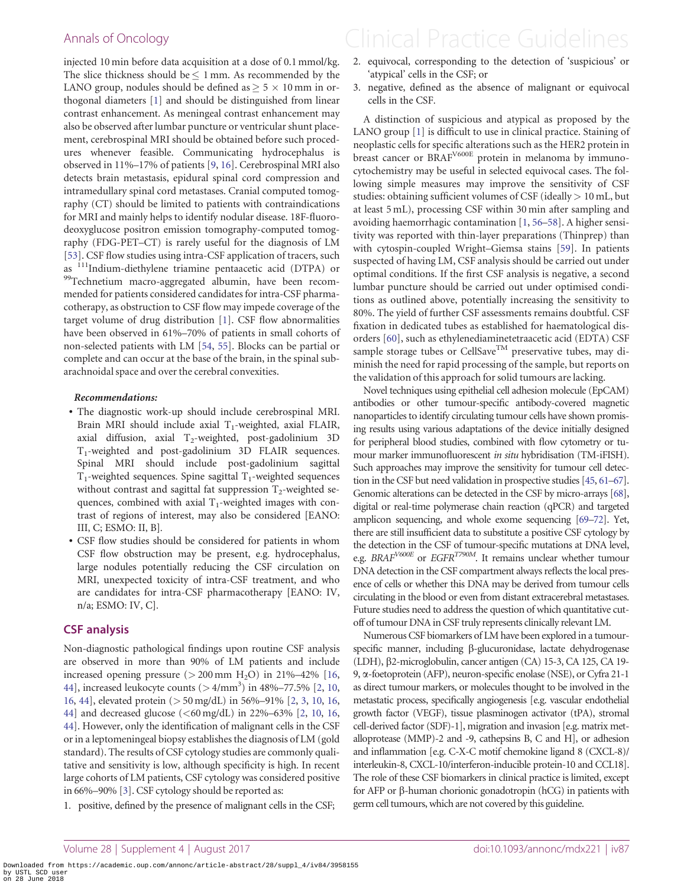injected 10 min before data acquisition at a dose of 0.1 mmol/kg. The slice thickness should be ≤ 1 mm. As recommended by the LANO group, nodules should be defined as ≥ 5 × 10 mm in orthogonal diameters [1] and should be distinguished from linear contrast enhancement. As meningeal contrast enhancement may also be observed after lumbar puncture or ventricular shunt placement, cerebrospinal MRI should be obtained before such procedures whenever feasible. Communicating hydrocephalus is observed in 11%–17% of patients [9, 16]. Cerebrospinal MRI also detects brain metastasis, epidural spinal cord compression and intramedullary spinal cord metastases. Cranial computed tomography (CT) should be limited to patients with contraindications for MRI and mainly helps to identify nodular disease. 18F-fluorodeoxyglucose positron emission tomography-computed tomography (FDG-PET–CT) is rarely useful for the diagnosis of LM [53]. CSF flow studies using intra-CSF application of tracers, such as $^{111}$Indium-diethylene triamine pentaacetic acid (DTPA) or $^{99}$Technetium macro-aggregated albumin, have been recommended for patients considered candidates for intra-CSF pharmacotherapy, as obstruction to CSF flow may impede coverage of the target volume of drug distribution [1]. CSF flow abnormalities have been observed in 61%–70% of patients in small cohorts of non-selected patients with LM [54, 55]. Blocks can be partial or complete and can occur at the base of the brain, in the spinal subarachnoidal space and over the cerebral convexities.

***Recommendations:***

- The diagnostic work-up should include cerebrospinal MRI. Brain MRI should include axial $T_1$-weighted, axial FLAIR, axial diffusion, axial $T_2$-weighted, post-gadolinium 3D $T_1$-weighted and post-gadolinium 3D FLAIR sequences. Spinal MRI should include post-gadolinium sagittal $T_1$-weighted sequences. Spine sagittal $T_1$-weighted sequences without contrast and sagittal fat suppression $T_2$-weighted sequences, combined with axial $T_1$-weighted images with contrast of regions of interest, may also be considered [EANO: III, C; ESMO: II, B].
- CSF flow studies should be considered for patients in whom CSF flow obstruction may be present, e.g. hydrocephalus, large nodules potentially reducing the CSF circulation on MRI, unexpected toxicity of intra-CSF treatment, and who are candidates for intra-CSF pharmacotherapy [EANO: IV, n/a; ESMO: IV, C].

## CSF analysis

Non-diagnostic pathological findings upon routine CSF analysis are observed in more than 90% of LM patients and include increased opening pressure (> 200 mm $H_2O$) in 21%–42% [16, 44], increased leukocyte counts (> 4/mm$^3$) in 48%–77.5% [2, 10, 16, 44], elevated protein (> 50 mg/dL) in 56%–91% [2, 3, 10, 16, 44] and decreased glucose (<60 mg/dL) in 22%–63% [2, 10, 16, 44]. However, only the identification of malignant cells in the CSF or in a leptomeningeal biopsy establishes the diagnosis of LM (gold standard). The results of CSF cytology studies are commonly qualitative and sensitivity is low, although specificity is high. In recent large cohorts of LM patients, CSF cytology was considered positive in 66%–90% [3]. CSF cytology should be reported as:

1. positive, defined by the presence of malignant cells in the CSF;
2. equivocal, corresponding to the detection of 'suspicious' or 'atypical' cells in the CSF; or
3. negative, defined as the absence of malignant or equivocal cells in the CSF.

A distinction of suspicious and atypical as proposed by the LANO group [1] is difficult to use in clinical practice. Staining of neoplastic cells for specific alterations such as the HER2 protein in breast cancer or BRAF$^{V600E}$ protein in melanoma by immunocytochemistry may be useful in selected equivocal cases. The following simple measures may improve the sensitivity of CSF studies: obtaining sufficient volumes of CSF (ideally > 10 mL, but at least 5 mL), processing CSF within 30 min after sampling and avoiding haemorrhagic contamination [1, 56–58]. A higher sensitivity was reported with thin-layer preparations (Thinprep) than with cytospin-coupled Wright–Giemsa stains [59]. In patients suspected of having LM, CSF analysis should be carried out under optimal conditions. If the first CSF analysis is negative, a second lumbar puncture should be carried out under optimised conditions as outlined above, potentially increasing the sensitivity to 80%. The yield of further CSF assessments remains doubtful. CSF fixation in dedicated tubes as established for haematological disorders [60], such as ethylenediaminetetraacetic acid (EDTA) CSF sample storage tubes or CellSave™ preservative tubes, may diminish the need for rapid processing of the sample, but reports on the validation of this approach for solid tumours are lacking.

Novel techniques using epithelial cell adhesion molecule (EpCAM) antibodies or other tumour-specific antibody-covered magnetic nanoparticles to identify circulating tumour cells have shown promising results using various adaptations of the device initially designed for peripheral blood studies, combined with flow cytometry or tumour marker immunofluorescent *in situ* hybridisation (TM-iFISH). Such approaches may improve the sensitivity for tumour cell detection in the CSF but need validation in prospective studies [45, 61–67]. Genomic alterations can be detected in the CSF by micro-arrays [68], digital or real-time polymerase chain reaction (qPCR) and targeted amplicon sequencing, and whole exome sequencing [69–72]. Yet, there are still insufficient data to substitute a positive CSF cytology by the detection in the CSF of tumour-specific mutations at DNA level, e.g. *BRAF*$^{V600E}$ or *EGFR*$^{T790M}$. It remains unclear whether tumour DNA detection in the CSF compartment always reflects the local presence of cells or whether this DNA may be derived from tumour cells circulating in the blood or even from distant extracerebral metastases. Future studies need to address the question of which quantitative cut-off of tumour DNA in CSF truly represents clinically relevant LM.

Numerous CSF biomarkers of LM have been explored in a tumour-specific manner, including β-glucuronidase, lactate dehydrogenase (LDH), β2-microglobulin, cancer antigen (CA) 15-3, CA 125, CA 19-9, α-foetoprotein (AFP), neuron-specific enolase (NSE), or Cyfra 21-1 as direct tumour markers, or molecules thought to be involved in the metastatic process, specifically angiogenesis [e.g. vascular endothelial growth factor (VEGF), tissue plasminogen activator (tPA), stromal cell-derived factor (SDF)-1], migration and invasion [e.g. matrix metalloprotease (MMP)-2 and -9, cathepsins B, C and H], or adhesion and inflammation [e.g. C-X-C motif chemokine ligand 8 (CXCL-8)/interleukin-8, CXCL-10/interferon-inducible protein-10 and CCL18]. The role of these CSF biomarkers in clinical practice is limited, except for AFP or β-human chorionic gonadotropin (hCG) in patients with germ cell tumours, which are not covered by this guideline.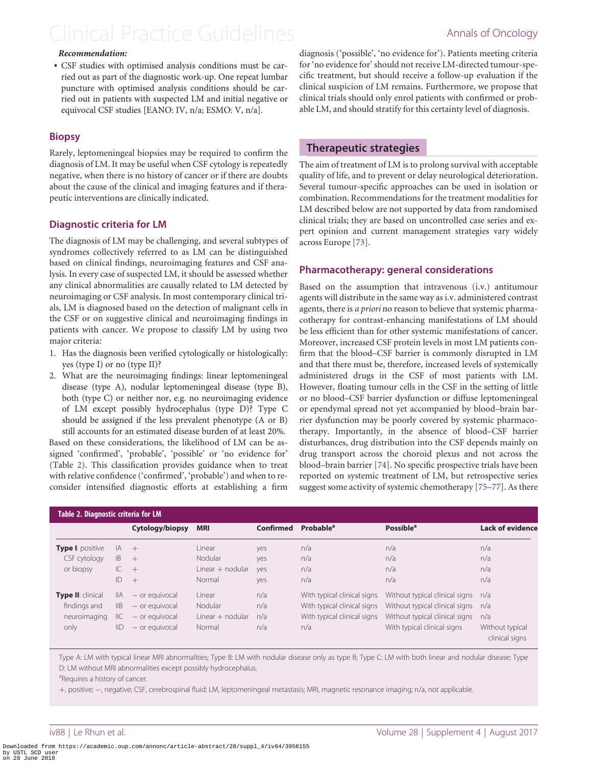*Recommendation:*

- CSF studies with optimised analysis conditions must be carried out as part of the diagnostic work-up. One repeat lumbar puncture with optimised analysis conditions should be carried out in patients with suspected LM and initial negative or equivocal CSF studies [EANO: IV, n/a; ESMO: V, n/a].

### Biopsy

Rarely, leptomeningeal biopsies may be required to confirm the diagnosis of LM. It may be useful when CSF cytology is repeatedly negative, when there is no history of cancer or if there are doubts about the cause of the clinical and imaging features and if therapeutic interventions are clinically indicated.

### Diagnostic criteria for LM

The diagnosis of LM may be challenging, and several subtypes of syndromes collectively referred to as LM can be distinguished based on clinical findings, neuroimaging features and CSF analysis. In every case of suspected LM, it should be assessed whether any clinical abnormalities are causally related to LM detected by neuroimaging or CSF analysis. In most contemporary clinical trials, LM is diagnosed based on the detection of malignant cells in the CSF or on suggestive clinical and neuroimaging findings in patients with cancer. We propose to classify LM by using two major criteria:

1. Has the diagnosis been verified cytologically or histologically: yes (type I) or no (type II)?
2. What are the neuroimaging findings: linear leptomeningeal disease (type A), nodular leptomeningeal disease (type B), both (type C) or neither nor, e.g. no neuroimaging evidence of LM except possibly hydrocephalus (type D)? Type C should be assigned if the less prevalent phenotype (A or B) still accounts for an estimated disease burden of at least 20%.

Based on these considerations, the likelihood of LM can be assigned 'confirmed', 'probable', 'possible' or 'no evidence for' (Table 2). This classification provides guidance when to treat with relative confidence ('confirmed', 'probable') and when to reconsider intensified diagnostic efforts at establishing a firm diagnosis ('possible', 'no evidence for'). Patients meeting criteria for 'no evidence for' should not receive LM-directed tumour-specific treatment, but should receive a follow-up evaluation if the clinical suspicion of LM remains. Furthermore, we propose that clinical trials should only enrol patients with confirmed or probable LM, and should stratify for this certainty level of diagnosis.

## Therapeutic strategies

The aim of treatment of LM is to prolong survival with acceptable quality of life, and to prevent or delay neurological deterioration. Several tumour-specific approaches can be used in isolation or combination. Recommendations for the treatment modalities for LM described below are not supported by data from randomised clinical trials; they are based on uncontrolled case series and expert opinion and current management strategies vary widely across Europe [73].

### Pharmacotherapy: general considerations

Based on the assumption that intravenous (i.v.) antitumour agents will distribute in the same way as i.v. administered contrast agents, there is *a priori* no reason to believe that systemic pharmacotherapy for contrast-enhancing manifestations of LM should be less efficient than for other systemic manifestations of cancer. Moreover, increased CSF protein levels in most LM patients confirm that the blood–CSF barrier is commonly disrupted in LM and that there must be, therefore, increased levels of systemically administered drugs in the CSF of most patients with LM. However, floating tumour cells in the CSF in the setting of little or no blood–CSF barrier dysfunction or diffuse leptomeningeal or ependymal spread not yet accompanied by blood–brain barrier dysfunction may be poorly covered by systemic pharmacotherapy. Importantly, in the absence of blood–CSF barrier disturbances, drug distribution into the CSF depends mainly on drug transport across the choroid plexus and not across the blood–brain barrier [74]. No specific prospective trials have been reported on systemic treatment of LM, but retrospective series suggest some activity of systemic chemotherapy [75–77]. As there

**Table 2. Diagnostic criteria for LM**

| | | Cytology/biopsy | MRI | Confirmed | Probable[a] | Possible[a] | Lack of evidence |
|---|---|---|---|---|---|---|---|
| **Type I**: positive CSF cytology or biopsy | IA | + | Linear | yes | n/a | n/a | n/a |
| | IB | + | Nodular | yes | n/a | n/a | n/a |
| | IC | + | Linear + nodular | yes | n/a | n/a | n/a |
| | ID | + | Normal | yes | n/a | n/a | n/a |
| **Type II**: clinical findings and neuroimaging only | IIA | − or equivocal | Linear | n/a | With typical clinical signs | Without typical clinical signs | n/a |
| | IIB | − or equivocal | Nodular | n/a | With typical clinical signs | Without typical clinical signs | n/a |
| | IIC | − or equivocal | Linear + nodular | n/a | With typical clinical signs | Without typical clinical signs | n/a |
| | IID | − or equivocal | Normal | n/a | n/a | With typical clinical signs | Without typical clinical signs |

Type A: LM with typical linear MRI abnormalities; Type B: LM with nodular disease only as type B; Type C: LM with both linear and nodular disease; Type D: LM without MRI abnormalities except possibly hydrocephalus.

[a]Requires a history of cancer.

+, positive; −, negative; CSF, cerebrospinal fluid; LM, leptomeningeal metastasis; MRI, magnetic resonance imaging; n/a, not applicable.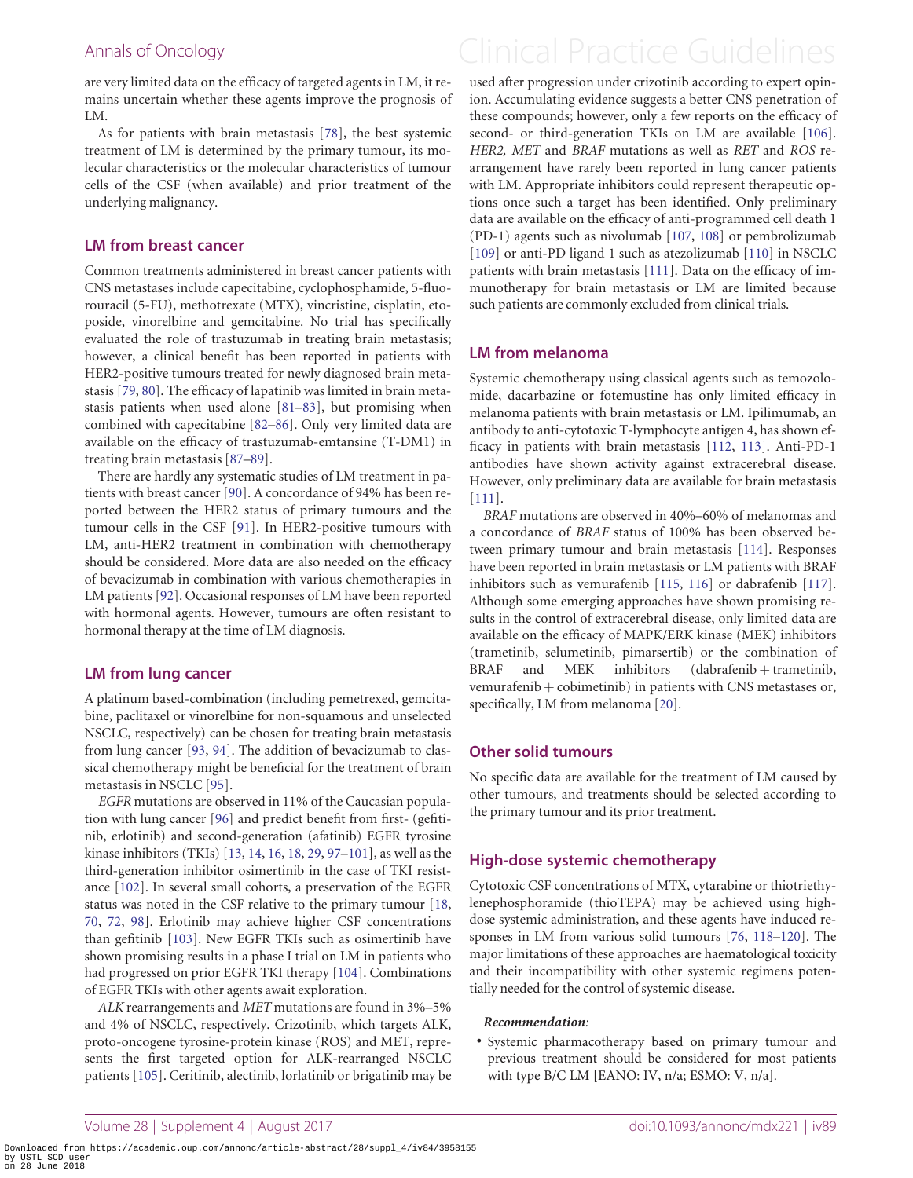are very limited data on the efficacy of targeted agents in LM, it remains uncertain whether these agents improve the prognosis of LM.

As for patients with brain metastasis [78], the best systemic treatment of LM is determined by the primary tumour, its molecular characteristics or the molecular characteristics of tumour cells of the CSF (when available) and prior treatment of the underlying malignancy.

## LM from breast cancer

Common treatments administered in breast cancer patients with CNS metastases include capecitabine, cyclophosphamide, 5-fluorouracil (5-FU), methotrexate (MTX), vincristine, cisplatin, etoposide, vinorelbine and gemcitabine. No trial has specifically evaluated the role of trastuzumab in treating brain metastasis; however, a clinical benefit has been reported in patients with HER2-positive tumours treated for newly diagnosed brain metastasis [79, 80]. The efficacy of lapatinib was limited in brain metastasis patients when used alone [81–83], but promising when combined with capecitabine [82–86]. Only very limited data are available on the efficacy of trastuzumab-emtansine (T-DM1) in treating brain metastasis [87–89].

There are hardly any systematic studies of LM treatment in patients with breast cancer [90]. A concordance of 94% has been reported between the HER2 status of primary tumours and the tumour cells in the CSF [91]. In HER2-positive tumours with LM, anti-HER2 treatment in combination with chemotherapy should be considered. More data are also needed on the efficacy of bevacizumab in combination with various chemotherapies in LM patients [92]. Occasional responses of LM have been reported with hormonal agents. However, tumours are often resistant to hormonal therapy at the time of LM diagnosis.

## LM from lung cancer

A platinum based-combination (including pemetrexed, gemcitabine, paclitaxel or vinorelbine for non-squamous and unselected NSCLC, respectively) can be chosen for treating brain metastasis from lung cancer [93, 94]. The addition of bevacizumab to classical chemotherapy might be beneficial for the treatment of brain metastasis in NSCLC [95].

*EGFR* mutations are observed in 11% of the Caucasian population with lung cancer [96] and predict benefit from first- (gefitinib, erlotinib) and second-generation (afatinib) EGFR tyrosine kinase inhibitors (TKIs) [13, 14, 16, 18, 29, 97–101], as well as the third-generation inhibitor osimertinib in the case of TKI resistance [102]. In several small cohorts, a preservation of the EGFR status was noted in the CSF relative to the primary tumour [18, 70, 72, 98]. Erlotinib may achieve higher CSF concentrations than gefitinib [103]. New EGFR TKIs such as osimertinib have shown promising results in a phase I trial on LM in patients who had progressed on prior EGFR TKI therapy [104]. Combinations of EGFR TKIs with other agents await exploration.

*ALK* rearrangements and *MET* mutations are found in 3%–5% and 4% of NSCLC, respectively. Crizotinib, which targets ALK, proto-oncogene tyrosine-protein kinase (ROS) and MET, represents the first targeted option for ALK-rearranged NSCLC patients [105]. Ceritinib, alectinib, lorlatinib or brigatinib may be used after progression under crizotinib according to expert opinion. Accumulating evidence suggests a better CNS penetration of these compounds; however, only a few reports on the efficacy of second- or third-generation TKIs on LM are available [106]. *HER2, MET* and *BRAF* mutations as well as *RET* and *ROS* rearrangement have rarely been reported in lung cancer patients with LM. Appropriate inhibitors could represent therapeutic options once such a target has been identified. Only preliminary data are available on the efficacy of anti-programmed cell death 1 (PD-1) agents such as nivolumab [107, 108] or pembrolizumab [109] or anti-PD ligand 1 such as atezolizumab [110] in NSCLC patients with brain metastasis [111]. Data on the efficacy of immunotherapy for brain metastasis or LM are limited because such patients are commonly excluded from clinical trials.

## LM from melanoma

Systemic chemotherapy using classical agents such as temozolomide, dacarbazine or fotemustine has only limited efficacy in melanoma patients with brain metastasis or LM. Ipilimumab, an antibody to anti-cytotoxic T-lymphocyte antigen 4, has shown efficacy in patients with brain metastasis [112, 113]. Anti-PD-1 antibodies have shown activity against extracerebral disease. However, only preliminary data are available for brain metastasis [111].

*BRAF* mutations are observed in 40%–60% of melanomas and a concordance of *BRAF* status of 100% has been observed between primary tumour and brain metastasis [114]. Responses have been reported in brain metastasis or LM patients with BRAF inhibitors such as vemurafenib [115, 116] or dabrafenib [117]. Although some emerging approaches have shown promising results in the control of extracerebral disease, only limited data are available on the efficacy of MAPK/ERK kinase (MEK) inhibitors (trametinib, selumetinib, pimarsertib) or the combination of BRAF and MEK inhibitors (dabrafenib + trametinib, vemurafenib + cobimetinib) in patients with CNS metastases or, specifically, LM from melanoma [20].

## Other solid tumours

No specific data are available for the treatment of LM caused by other tumours, and treatments should be selected according to the primary tumour and its prior treatment.

## High-dose systemic chemotherapy

Cytotoxic CSF concentrations of MTX, cytarabine or thiotriethylenephosphoramide (thioTEPA) may be achieved using high-dose systemic administration, and these agents have induced responses in LM from various solid tumours [76, 118–120]. The major limitations of these approaches are haematological toxicity and their incompatibility with other systemic regimens potentially needed for the control of systemic disease.

***Recommendation:***

- Systemic pharmacotherapy based on primary tumour and previous treatment should be considered for most patients with type B/C LM [EANO: IV, n/a; ESMO: V, n/a].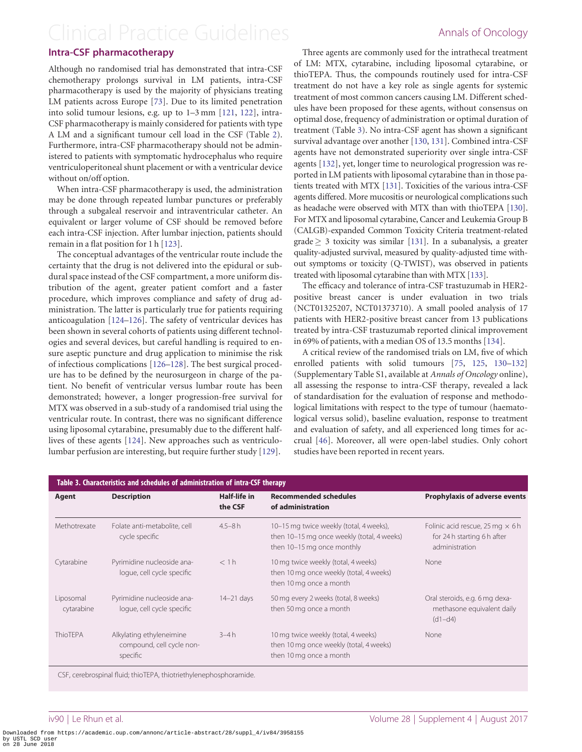### Intra-CSF pharmacotherapy

Although no randomised trial has demonstrated that intra-CSF chemotherapy prolongs survival in LM patients, intra-CSF pharmacotherapy is used by the majority of physicians treating LM patients across Europe [73]. Due to its limited penetration into solid tumour lesions, e.g. up to 1–3 mm [121, 122], intra-CSF pharmacotherapy is mainly considered for patients with type A LM and a significant tumour cell load in the CSF (Table 2). Furthermore, intra-CSF pharmacotherapy should not be administered to patients with symptomatic hydrocephalus who require ventriculoperitoneal shunt placement or with a ventricular device without on/off option.

When intra-CSF pharmacotherapy is used, the administration may be done through repeated lumbar punctures or preferably through a subgaleal reservoir and intraventricular catheter. An equivalent or larger volume of CSF should be removed before each intra-CSF injection. After lumbar injection, patients should remain in a flat position for 1 h [123].

The conceptual advantages of the ventricular route include the certainty that the drug is not delivered into the epidural or subdural space instead of the CSF compartment, a more uniform distribution of the agent, greater patient comfort and a faster procedure, which improves compliance and safety of drug administration. The latter is particularly true for patients requiring anticoagulation [124–126]. The safety of ventricular devices has been shown in several cohorts of patients using different technologies and several devices, but careful handling is required to ensure aseptic puncture and drug application to minimise the risk of infectious complications [126–128]. The best surgical procedure has to be defined by the neurosurgeon in charge of the patient. No benefit of ventricular versus lumbar route has been demonstrated; however, a longer progression-free survival for MTX was observed in a sub-study of a randomised trial using the ventricular route. In contrast, there was no significant difference using liposomal cytarabine, presumably due to the different half-lives of these agents [124]. New approaches such as ventriculolumbar perfusion are interesting, but require further study [129].

Three agents are commonly used for the intrathecal treatment of LM: MTX, cytarabine, including liposomal cytarabine, or thioTEPA. Thus, the compounds routinely used for intra-CSF treatment do not have a key role as single agents for systemic treatment of most common cancers causing LM. Different schedules have been proposed for these agents, without consensus on optimal dose, frequency of administration or optimal duration of treatment (Table 3). No intra-CSF agent has shown a significant survival advantage over another [130, 131]. Combined intra-CSF agents have not demonstrated superiority over single intra-CSF agents [132], yet, longer time to neurological progression was reported in LM patients with liposomal cytarabine than in those patients treated with MTX [131]. Toxicities of the various intra-CSF agents differed. More mucositis or neurological complications such as headache were observed with MTX than with thioTEPA [130]. For MTX and liposomal cytarabine, Cancer and Leukemia Group B (CALGB)-expanded Common Toxicity Criteria treatment-related grade $\geq$ 3 toxicity was similar [131]. In a subanalysis, a greater quality-adjusted survival, measured by quality-adjusted time without symptoms or toxicity (Q-TWIST), was observed in patients treated with liposomal cytarabine than with MTX [133].

The efficacy and tolerance of intra-CSF trastuzumab in HER2-positive breast cancer is under evaluation in two trials (NCT01325207, NCT01373710). A small pooled analysis of 17 patients with HER2-positive breast cancer from 13 publications treated by intra-CSF trastuzumab reported clinical improvement in 69% of patients, with a median OS of 13.5 months [134].

A critical review of the randomised trials on LM, five of which enrolled patients with solid tumours [75, 125, 130–132] (Supplementary Table S1, available at *Annals of Oncology* online), all assessing the response to intra-CSF therapy, revealed a lack of standardisation for the evaluation of response and methodological limitations with respect to the type of tumour (haematological versus solid), baseline evaluation, response to treatment and evaluation of safety, and all experienced long times for accrual [46]. Moreover, all were open-label studies. Only cohort studies have been reported in recent years.

**Table 3. Characteristics and schedules of administration of intra-CSF therapy**

| Agent | Description | Half-life in the CSF | Recommended schedules of administration | Prophylaxis of adverse events |
|---|---|---|---|---|
| Methotrexate | Folate anti-metabolite, cell cycle specific | 4.5–8 h | 10–15 mg twice weekly (total, 4 weeks), then 10–15 mg once weekly (total, 4 weeks) then 10–15 mg once monthly | Folinic acid rescue, 25 mg × 6 h for 24 h starting 6 h after administration |
| Cytarabine | Pyrimidine nucleoside analogue, cell cycle specific | < 1 h | 10 mg twice weekly (total, 4 weeks) then 10 mg once weekly (total, 4 weeks) then 10 mg once a month | None |
| Liposomal cytarabine | Pyrimidine nucleoside analogue, cell cycle specific | 14–21 days | 50 mg every 2 weeks (total, 8 weeks) then 50 mg once a month | Oral steroids, e.g. 6 mg dexamethasone equivalent daily (d1–d4) |
| ThioTEPA | Alkylating ethyleneimine compound, cell cycle non-specific | 3–4 h | 10 mg twice weekly (total, 4 weeks) then 10 mg once weekly (total, 4 weeks) then 10 mg once a month | None |

CSF, cerebrospinal fluid; thioTEPA, thiotriethylenephosphoramide.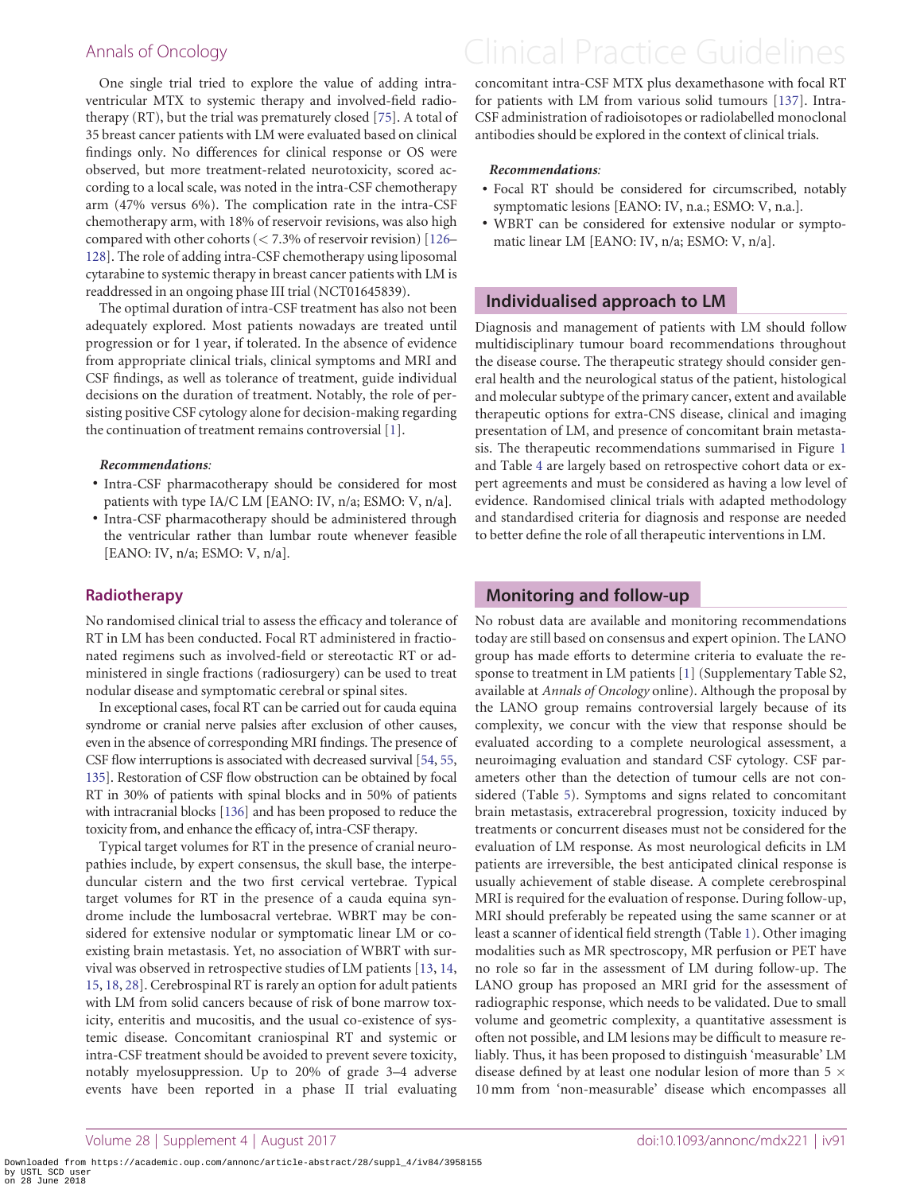One single trial tried to explore the value of adding intraventricular MTX to systemic therapy and involved-field radiotherapy (RT), but the trial was prematurely closed [75]. A total of 35 breast cancer patients with LM were evaluated based on clinical findings only. No differences for clinical response or OS were observed, but more treatment-related neurotoxicity, scored according to a local scale, was noted in the intra-CSF chemotherapy arm (47% versus 6%). The complication rate in the intra-CSF chemotherapy arm, with 18% of reservoir revisions, was also high compared with other cohorts (< 7.3% of reservoir revision) [126–128]. The role of adding intra-CSF chemotherapy using liposomal cytarabine to systemic therapy in breast cancer patients with LM is readdressed in an ongoing phase III trial (NCT01645839).

The optimal duration of intra-CSF treatment has also not been adequately explored. Most patients nowadays are treated until progression or for 1 year, if tolerated. In the absence of evidence from appropriate clinical trials, clinical symptoms and MRI and CSF findings, as well as tolerance of treatment, guide individual decisions on the duration of treatment. Notably, the role of persisting positive CSF cytology alone for decision-making regarding the continuation of treatment remains controversial [1].

***Recommendations:***

- Intra-CSF pharmacotherapy should be considered for most patients with type IA/C LM [EANO: IV, n/a; ESMO: V, n/a].
- Intra-CSF pharmacotherapy should be administered through the ventricular rather than lumbar route whenever feasible [EANO: IV, n/a; ESMO: V, n/a].

### Radiotherapy

No randomised clinical trial to assess the efficacy and tolerance of RT in LM has been conducted. Focal RT administered in fractionated regimens such as involved-field or stereotactic RT or administered in single fractions (radiosurgery) can be used to treat nodular disease and symptomatic cerebral or spinal sites.

In exceptional cases, focal RT can be carried out for cauda equina syndrome or cranial nerve palsies after exclusion of other causes, even in the absence of corresponding MRI findings. The presence of CSF flow interruptions is associated with decreased survival [54, 55, 135]. Restoration of CSF flow obstruction can be obtained by focal RT in 30% of patients with spinal blocks and in 50% of patients with intracranial blocks [136] and has been proposed to reduce the toxicity from, and enhance the efficacy of, intra-CSF therapy.

Typical target volumes for RT in the presence of cranial neuropathies include, by expert consensus, the skull base, the interpeduncular cistern and the two first cervical vertebrae. Typical target volumes for RT in the presence of a cauda equina syndrome include the lumbosacral vertebrae. WBRT may be considered for extensive nodular or symptomatic linear LM or coexisting brain metastasis. Yet, no association of WBRT with survival was observed in retrospective studies of LM patients [13, 14, 15, 18, 28]. Cerebrospinal RT is rarely an option for adult patients with LM from solid cancers because of risk of bone marrow toxicity, enteritis and mucositis, and the usual co-existence of systemic disease. Concomitant craniospinal RT and systemic or intra-CSF treatment should be avoided to prevent severe toxicity, notably myelosuppression. Up to 20% of grade 3–4 adverse events have been reported in a phase II trial evaluating concomitant intra-CSF MTX plus dexamethasone with focal RT for patients with LM from various solid tumours [137]. Intra-CSF administration of radioisotopes or radiolabelled monoclonal antibodies should be explored in the context of clinical trials.

***Recommendations:***

- Focal RT should be considered for circumscribed, notably symptomatic lesions [EANO: IV, n.a.; ESMO: V, n.a.].
- WBRT can be considered for extensive nodular or symptomatic linear LM [EANO: IV, n/a; ESMO: V, n/a].

## Individualised approach to LM

Diagnosis and management of patients with LM should follow multidisciplinary tumour board recommendations throughout the disease course. The therapeutic strategy should consider general health and the neurological status of the patient, histological and molecular subtype of the primary cancer, extent and available therapeutic options for extra-CNS disease, clinical and imaging presentation of LM, and presence of concomitant brain metastasis. The therapeutic recommendations summarised in Figure 1 and Table 4 are largely based on retrospective cohort data or expert agreements and must be considered as having a low level of evidence. Randomised clinical trials with adapted methodology and standardised criteria for diagnosis and response are needed to better define the role of all therapeutic interventions in LM.

## Monitoring and follow-up

No robust data are available and monitoring recommendations today are still based on consensus and expert opinion. The LANO group has made efforts to determine criteria to evaluate the response to treatment in LM patients [1] (Supplementary Table S2, available at *Annals of Oncology* online). Although the proposal by the LANO group remains controversial largely because of its complexity, we concur with the view that response should be evaluated according to a complete neurological assessment, a neuroimaging evaluation and standard CSF cytology. CSF parameters other than the detection of tumour cells are not considered (Table 5). Symptoms and signs related to concomitant brain metastasis, extracerebral progression, toxicity induced by treatments or concurrent diseases must not be considered for the evaluation of LM response. As most neurological deficits in LM patients are irreversible, the best anticipated clinical response is usually achievement of stable disease. A complete cerebrospinal MRI is required for the evaluation of response. During follow-up, MRI should preferably be repeated using the same scanner or at least a scanner of identical field strength (Table 1). Other imaging modalities such as MR spectroscopy, MR perfusion or PET have no role so far in the assessment of LM during follow-up. The LANO group has proposed an MRI grid for the assessment of radiographic response, which needs to be validated. Due to small volume and geometric complexity, a quantitative assessment is often not possible, and LM lesions may be difficult to measure reliably. Thus, it has been proposed to distinguish 'measurable' LM disease defined by at least one nodular lesion of more than $5 \times 10$ mm from 'non-measurable' disease which encompasses all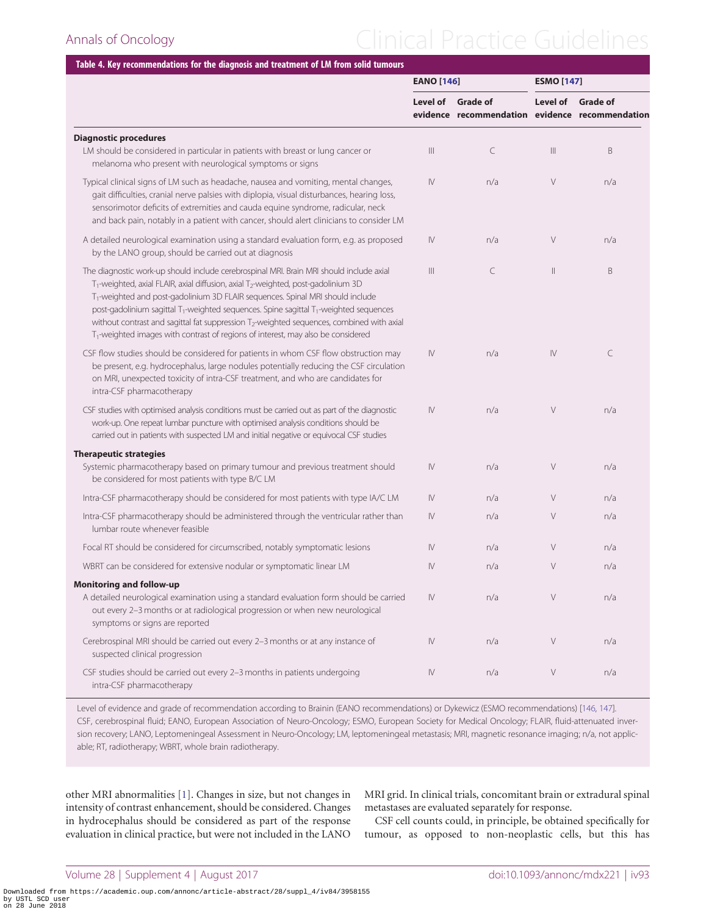**Table 4. Key recommendations for the diagnosis and treatment of LM from solid tumours**

| | EANO [146] | | ESMO [147] | |
|---|---|---|---|---|
| | Level of evidence | Grade of recommendation | Level of evidence | Grade of recommendation |
| **Diagnostic procedures** | | | | |
| LM should be considered in particular in patients with breast or lung cancer or melanoma who present with neurological symptoms or signs | III | C | III | B |
| Typical clinical signs of LM such as headache, nausea and vomiting, mental changes, gait difficulties, cranial nerve palsies with diplopia, visual disturbances, hearing loss, sensorimotor deficits of extremities and cauda equine syndrome, radicular, neck and back pain, notably in a patient with cancer, should alert clinicians to consider LM | IV | n/a | V | n/a |
| A detailed neurological examination using a standard evaluation form, e.g. as proposed by the LANO group, should be carried out at diagnosis | IV | n/a | V | n/a |
| The diagnostic work-up should include cerebrospinal MRI. Brain MRI should include axial $T_1$-weighted, axial FLAIR, axial diffusion, axial $T_2$-weighted, post-gadolinium 3D $T_1$-weighted and post-gadolinium 3D FLAIR sequences. Spinal MRI should include post-gadolinium sagittal $T_1$-weighted sequences. Spine sagittal $T_1$-weighted sequences without contrast and sagittal fat suppression $T_2$-weighted sequences, combined with axial $T_1$-weighted images with contrast of regions of interest, may also be considered | III | C | II | B |
| CSF flow studies should be considered for patients in whom CSF flow obstruction may be present, e.g. hydrocephalus, large nodules potentially reducing the CSF circulation on MRI, unexpected toxicity of intra-CSF treatment, and who are candidates for intra-CSF pharmacotherapy | IV | n/a | IV | C |
| CSF studies with optimised analysis conditions must be carried out as part of the diagnostic work-up. One repeat lumbar puncture with optimised analysis conditions should be carried out in patients with suspected LM and initial negative or equivocal CSF studies | IV | n/a | V | n/a |
| **Therapeutic strategies** | | | | |
| Systemic pharmacotherapy based on primary tumour and previous treatment should be considered for most patients with type B/C LM | IV | n/a | V | n/a |
| Intra-CSF pharmacotherapy should be considered for most patients with type IA/C LM | IV | n/a | V | n/a |
| Intra-CSF pharmacotherapy should be administered through the ventricular rather than lumbar route whenever feasible | IV | n/a | V | n/a |
| Focal RT should be considered for circumscribed, notably symptomatic lesions | IV | n/a | V | n/a |
| WBRT can be considered for extensive nodular or symptomatic linear LM | IV | n/a | V | n/a |
| **Monitoring and follow-up** | | | | |
| A detailed neurological examination using a standard evaluation form should be carried out every 2–3 months or at radiological progression or when new neurological symptoms or signs are reported | IV | n/a | V | n/a |
| Cerebrospinal MRI should be carried out every 2–3 months or at any instance of suspected clinical progression | IV | n/a | V | n/a |
| CSF studies should be carried out every 2–3 months in patients undergoing intra-CSF pharmacotherapy | IV | n/a | V | n/a |

Level of evidence and grade of recommendation according to Brainin (EANO recommendations) or Dykewicz (ESMO recommendations) [146, 147].
CSF, cerebrospinal fluid; EANO, European Association of Neuro-Oncology; ESMO, European Society for Medical Oncology; FLAIR, fluid-attenuated inversion recovery; LANO, Leptomeningeal Assessment in Neuro-Oncology; LM, leptomeningeal metastasis; MRI, magnetic resonance imaging; n/a, not applicable; RT, radiotherapy; WBRT, whole brain radiotherapy.

other MRI abnormalities [1]. Changes in size, but not changes in intensity of contrast enhancement, should be considered. Changes in hydrocephalus should be considered as part of the response evaluation in clinical practice, but were not included in the LANO MRI grid. In clinical trials, concomitant brain or extradural spinal metastases are evaluated separately for response.

CSF cell counts could, in principle, be obtained specifically for tumour, as opposed to non-neoplastic cells, but this has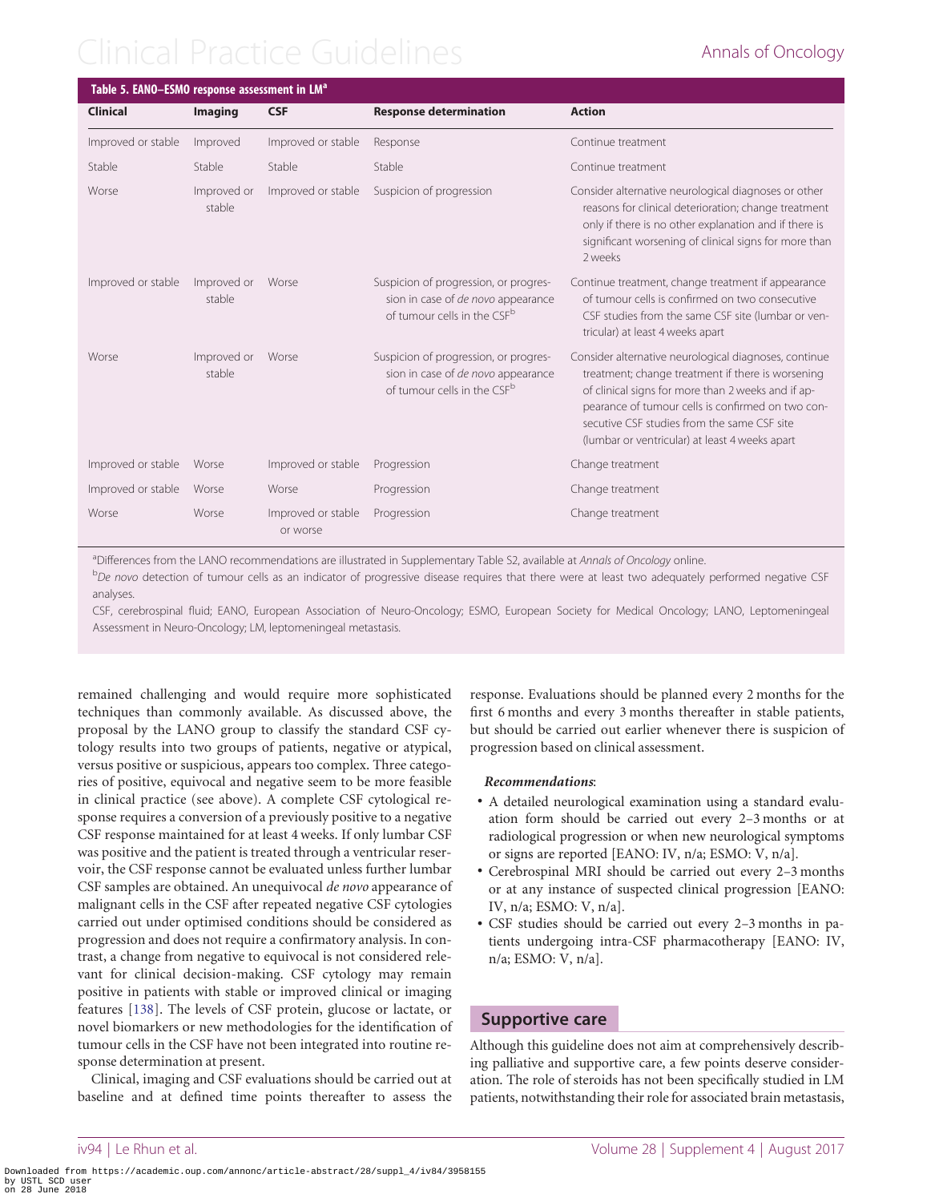**Table 5. EANO–ESMO response assessment in LM[a]**

| Clinical | Imaging | CSF | Response determination | Action |
|---|---|---|---|---|
| Improved or stable | Improved | Improved or stable | Response | Continue treatment |
| Stable | Stable | Stable | Stable | Continue treatment |
| Worse | Improved or stable | Improved or stable | Suspicion of progression | Consider alternative neurological diagnoses or other reasons for clinical deterioration; change treatment only if there is no other explanation and if there is significant worsening of clinical signs for more than 2 weeks |
| Improved or stable | Improved or stable | Worse | Suspicion of progression, or progression in case of *de novo* appearance of tumour cells in the CSF[b] | Continue treatment, change treatment if appearance of tumour cells is confirmed on two consecutive CSF studies from the same CSF site (lumbar or ventricular) at least 4 weeks apart |
| Worse | Improved or stable | Worse | Suspicion of progression, or progression in case of *de novo* appearance of tumour cells in the CSF[b] | Consider alternative neurological diagnoses, continue treatment; change treatment if there is worsening of clinical signs for more than 2 weeks and if appearance of tumour cells is confirmed on two consecutive CSF studies from the same CSF site (lumbar or ventricular) at least 4 weeks apart |
| Improved or stable | Worse | Improved or stable | Progression | Change treatment |
| Improved or stable | Worse | Worse | Progression | Change treatment |
| Worse | Worse | Improved or stable or worse | Progression | Change treatment |

[a]Differences from the LANO recommendations are illustrated in Supplementary Table S2, available at *Annals of Oncology* online.

[b]*De novo* detection of tumour cells as an indicator of progressive disease requires that there were at least two adequately performed negative CSF analyses.

CSF, cerebrospinal fluid; EANO, European Association of Neuro-Oncology; ESMO, European Society for Medical Oncology; LANO, Leptomeningeal Assessment in Neuro-Oncology; LM, leptomeningeal metastasis.

remained challenging and would require more sophisticated techniques than commonly available. As discussed above, the proposal by the LANO group to classify the standard CSF cytology results into two groups of patients, negative or atypical, versus positive or suspicious, appears too complex. Three categories of positive, equivocal and negative seem to be more feasible in clinical practice (see above). A complete CSF cytological response requires a conversion of a previously positive to a negative CSF response maintained for at least 4 weeks. If only lumbar CSF was positive and the patient is treated through a ventricular reservoir, the CSF response cannot be evaluated unless further lumbar CSF samples are obtained. An unequivocal *de novo* appearance of malignant cells in the CSF after repeated negative CSF cytologies carried out under optimised conditions should be considered as progression and does not require a confirmatory analysis. In contrast, a change from negative to equivocal is not considered relevant for clinical decision-making. CSF cytology may remain positive in patients with stable or improved clinical or imaging features [138]. The levels of CSF protein, glucose or lactate, or novel biomarkers or new methodologies for the identification of tumour cells in the CSF have not been integrated into routine response determination at present.

Clinical, imaging and CSF evaluations should be carried out at baseline and at defined time points thereafter to assess the response. Evaluations should be planned every 2 months for the first 6 months and every 3 months thereafter in stable patients, but should be carried out earlier whenever there is suspicion of progression based on clinical assessment.

***Recommendations***:

- A detailed neurological examination using a standard evaluation form should be carried out every 2–3 months or at radiological progression or when new neurological symptoms or signs are reported [EANO: IV, n/a; ESMO: V, n/a].
- Cerebrospinal MRI should be carried out every 2–3 months or at any instance of suspected clinical progression [EANO: IV, n/a; ESMO: V, n/a].
- CSF studies should be carried out every 2–3 months in patients undergoing intra-CSF pharmacotherapy [EANO: IV, n/a; ESMO: V, n/a].

## Supportive care

Although this guideline does not aim at comprehensively describing palliative and supportive care, a few points deserve consideration. The role of steroids has not been specifically studied in LM patients, notwithstanding their role for associated brain metastasis,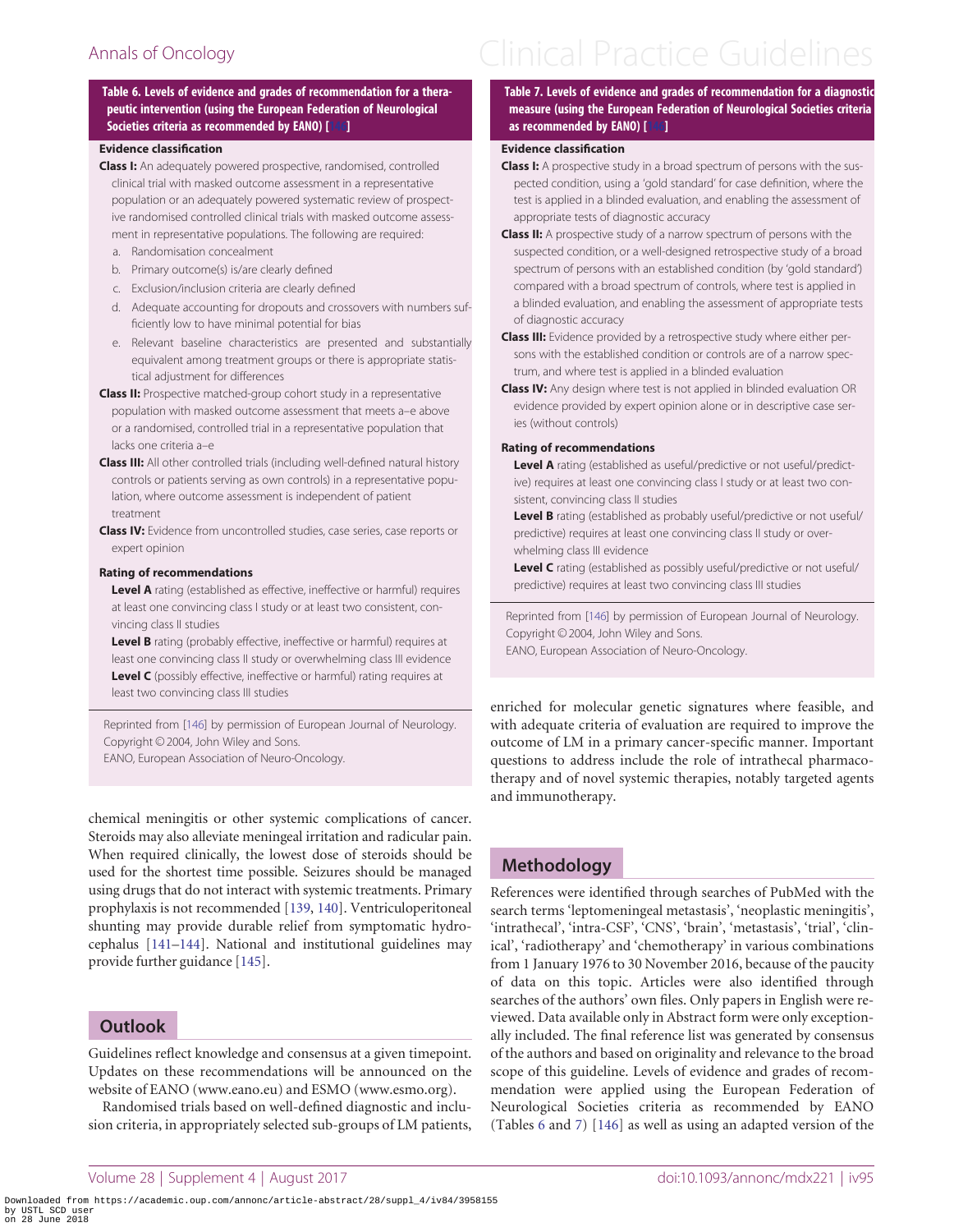**Table 6. Levels of evidence and grades of recommendation for a therapeutic intervention (using the European Federation of Neurological Societies criteria as recommended by EANO) [146]**

**Evidence classification**

**Class I:** An adequately powered prospective, randomised, controlled clinical trial with masked outcome assessment in a representative population or an adequately powered systematic review of prospective randomised controlled clinical trials with masked outcome assessment in representative populations. The following are required:

a. Randomisation concealment
b. Primary outcome(s) is/are clearly defined
c. Exclusion/inclusion criteria are clearly defined
d. Adequate accounting for dropouts and crossovers with numbers sufficiently low to have minimal potential for bias
e. Relevant baseline characteristics are presented and substantially equivalent among treatment groups or there is appropriate statistical adjustment for differences

**Class II:** Prospective matched-group cohort study in a representative population with masked outcome assessment that meets a–e above or a randomised, controlled trial in a representative population that lacks one criteria a–e

**Class III:** All other controlled trials (including well-defined natural history controls or patients serving as own controls) in a representative population, where outcome assessment is independent of patient treatment

**Class IV:** Evidence from uncontrolled studies, case series, case reports or expert opinion

**Rating of recommendations**

**Level A** rating (established as effective, ineffective or harmful) requires at least one convincing class I study or at least two consistent, convincing class II studies

**Level B** rating (probably effective, ineffective or harmful) requires at least one convincing class II study or overwhelming class III evidence

**Level C** (possibly effective, ineffective or harmful) rating requires at least two convincing class III studies

Reprinted from [146] by permission of European Journal of Neurology. Copyright © 2004, John Wiley and Sons.
EANO, European Association of Neuro-Oncology.

chemical meningitis or other systemic complications of cancer. Steroids may also alleviate meningeal irritation and radicular pain. When required clinically, the lowest dose of steroids should be used for the shortest time possible. Seizures should be managed using drugs that do not interact with systemic treatments. Primary prophylaxis is not recommended [139, 140]. Ventriculoperitoneal shunting may provide durable relief from symptomatic hydrocephalus [141–144]. National and institutional guidelines may provide further guidance [145].

## Outlook

Guidelines reflect knowledge and consensus at a given timepoint. Updates on these recommendations will be announced on the website of EANO (www.eano.eu) and ESMO (www.esmo.org).

Randomised trials based on well-defined diagnostic and inclusion criteria, in appropriately selected sub-groups of LM patients, enriched for molecular genetic signatures where feasible, and with adequate criteria of evaluation are required to improve the outcome of LM in a primary cancer-specific manner. Important questions to address include the role of intrathecal pharmacotherapy and of novel systemic therapies, notably targeted agents and immunotherapy.

**Table 7. Levels of evidence and grades of recommendation for a diagnostic measure (using the European Federation of Neurological Societies criteria as recommended by EANO) [146]**

**Evidence classification**

**Class I:** A prospective study in a broad spectrum of persons with the suspected condition, using a 'gold standard' for case definition, where the test is applied in a blinded evaluation, and enabling the assessment of appropriate tests of diagnostic accuracy

**Class II:** A prospective study of a narrow spectrum of persons with the suspected condition, or a well-designed retrospective study of a broad spectrum of persons with an established condition (by 'gold standard') compared with a broad spectrum of controls, where test is applied in a blinded evaluation, and enabling the assessment of appropriate tests of diagnostic accuracy

**Class III:** Evidence provided by a retrospective study where either persons with the established condition or controls are of a narrow spectrum, and where test is applied in a blinded evaluation

**Class IV:** Any design where test is not applied in blinded evaluation OR evidence provided by expert opinion alone or in descriptive case series (without controls)

**Rating of recommendations**

**Level A** rating (established as useful/predictive or not useful/predictive) requires at least one convincing class I study or at least two consistent, convincing class II studies

**Level B** rating (established as probably useful/predictive or not useful/predictive) requires at least one convincing class II study or overwhelming class III evidence

**Level C** rating (established as possibly useful/predictive or not useful/predictive) requires at least two convincing class III studies

Reprinted from [146] by permission of European Journal of Neurology. Copyright © 2004, John Wiley and Sons.
EANO, European Association of Neuro-Oncology.

## Methodology

References were identified through searches of PubMed with the search terms 'leptomeningeal metastasis', 'neoplastic meningitis', 'intrathecal', 'intra-CSF', 'CNS', 'brain', 'metastasis', 'trial', 'clinical', 'radiotherapy' and 'chemotherapy' in various combinations from 1 January 1976 to 30 November 2016, because of the paucity of data on this topic. Articles were also identified through searches of the authors' own files. Only papers in English were reviewed. Data available only in Abstract form were only exceptionally included. The final reference list was generated by consensus of the authors and based on originality and relevance to the broad scope of this guideline. Levels of evidence and grades of recommendation were applied using the European Federation of Neurological Societies criteria as recommended by EANO (Tables 6 and 7) [146] as well as using an adapted version of the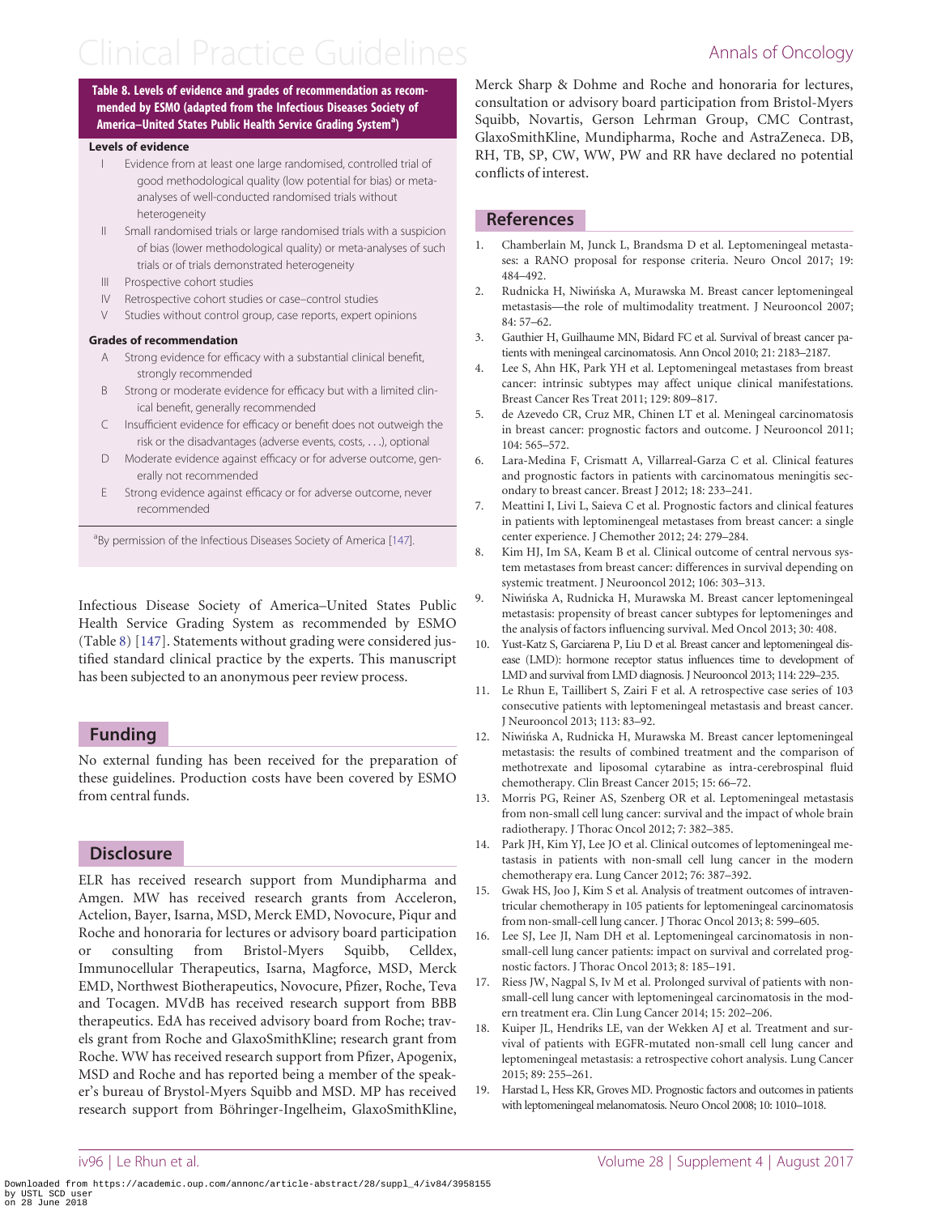**Table 8. Levels of evidence and grades of recommendation as recommended by ESMO (adapted from the Infectious Diseases Society of America–United States Public Health Service Grading System[a])**

**Levels of evidence**

- I Evidence from at least one large randomised, controlled trial of good methodological quality (low potential for bias) or meta-analyses of well-conducted randomised trials without heterogeneity
- II Small randomised trials or large randomised trials with a suspicion of bias (lower methodological quality) or meta-analyses of such trials or of trials demonstrated heterogeneity
- III Prospective cohort studies
- IV Retrospective cohort studies or case–control studies
- V Studies without control group, case reports, expert opinions

**Grades of recommendation**

- A Strong evidence for efficacy with a substantial clinical benefit, strongly recommended
- B Strong or moderate evidence for efficacy but with a limited clinical benefit, generally recommended
- C Insufficient evidence for efficacy or benefit does not outweigh the risk or the disadvantages (adverse events, costs, . . .), optional
- D Moderate evidence against efficacy or for adverse outcome, generally not recommended
- E Strong evidence against efficacy or for adverse outcome, never recommended

[a]By permission of the Infectious Diseases Society of America [147].

Infectious Disease Society of America–United States Public Health Service Grading System as recommended by ESMO (Table 8) [147]. Statements without grading were considered justified standard clinical practice by the experts. This manuscript has been subjected to an anonymous peer review process.

## Funding

No external funding has been received for the preparation of these guidelines. Production costs have been covered by ESMO from central funds.

## Disclosure

ELR has received research support from Mundipharma and Amgen. MW has received research grants from Acceleron, Actelion, Bayer, Isarna, MSD, Merck EMD, Novocure, Piqur and Roche and honoraria for lectures or advisory board participation or consulting from Bristol-Myers Squibb, Celldex, Immunocellular Therapeutics, Isarna, Magforce, MSD, Merck EMD, Northwest Biotherapeutics, Novocure, Pfizer, Roche, Teva and Tocagen. MVdB has received research support from BBB therapeutics. EdA has received advisory board from Roche; travels grant from Roche and GlaxoSmithKline; research grant from Roche. WW has received research support from Pfizer, Apogenix, MSD and Roche and has reported being a member of the speaker's bureau of Brystol-Myers Squibb and MSD. MP has received research support from Böhringer-Ingelheim, GlaxoSmithKline, Merck Sharp & Dohme and Roche and honoraria for lectures, consultation or advisory board participation from Bristol-Myers Squibb, Novartis, Gerson Lehrman Group, CMC Contrast, GlaxoSmithKline, Mundipharma, Roche and AstraZeneca. DB, RH, TB, SP, CW, WW, PW and RR have declared no potential conflicts of interest.

## References

1. Chamberlain M, Junck L, Brandsma D et al. Leptomeningeal metastases: a RANO proposal for response criteria. Neuro Oncol 2017; 19: 484–492.
2. Rudnicka H, Niwińska A, Murawska M. Breast cancer leptomeningeal metastasis—the role of multimodality treatment. J Neurooncol 2007; 84: 57–62.
3. Gauthier H, Guilhaume MN, Bidard FC et al. Survival of breast cancer patients with meningeal carcinomatosis. Ann Oncol 2010; 21: 2183–2187.
4. Lee S, Ahn HK, Park YH et al. Leptomeningeal metastases from breast cancer: intrinsic subtypes may affect unique clinical manifestations. Breast Cancer Res Treat 2011; 129: 809–817.
5. de Azevedo CR, Cruz MR, Chinen LT et al. Meningeal carcinomatosis in breast cancer: prognostic factors and outcome. J Neurooncol 2011; 104: 565–572.
6. Lara-Medina F, Crismatt A, Villarreal-Garza C et al. Clinical features and prognostic factors in patients with carcinomatous meningitis secondary to breast cancer. Breast J 2012; 18: 233–241.
7. Meattini I, Livi L, Saieva C et al. Prognostic factors and clinical features in patients with leptominengeal metastases from breast cancer: a single center experience. J Chemother 2012; 24: 279–284.
8. Kim HJ, Im SA, Keam B et al. Clinical outcome of central nervous system metastases from breast cancer: differences in survival depending on systemic treatment. J Neurooncol 2012; 106: 303–313.
9. Niwińska A, Rudnicka H, Murawska M. Breast cancer leptomeningeal metastasis: propensity of breast cancer subtypes for leptomeninges and the analysis of factors influencing survival. Med Oncol 2013; 30: 408.
10. Yust-Katz S, Garciarena P, Liu D et al. Breast cancer and leptomeningeal disease (LMD): hormone receptor status influences time to development of LMD and survival from LMD diagnosis. J Neurooncol 2013; 114: 229–235.
11. Le Rhun E, Taillibert S, Zairi F et al. A retrospective case series of 103 consecutive patients with leptomeningeal metastasis and breast cancer. J Neurooncol 2013; 113: 83–92.
12. Niwińska A, Rudnicka H, Murawska M. Breast cancer leptomeningeal metastasis: the results of combined treatment and the comparison of methotrexate and liposomal cytarabine as intra-cerebrospinal fluid chemotherapy. Clin Breast Cancer 2015; 15: 66–72.
13. Morris PG, Reiner AS, Szenberg OR et al. Leptomeningeal metastasis from non-small cell lung cancer: survival and the impact of whole brain radiotherapy. J Thorac Oncol 2012; 7: 382–385.
14. Park JH, Kim YJ, Lee JO et al. Clinical outcomes of leptomeningeal metastasis in patients with non-small cell lung cancer in the modern chemotherapy era. Lung Cancer 2012; 76: 387–392.
15. Gwak HS, Joo J, Kim S et al. Analysis of treatment outcomes of intraventricular chemotherapy in 105 patients for leptomeningeal carcinomatosis from non-small-cell lung cancer. J Thorac Oncol 2013; 8: 599–605.
16. Lee SJ, Lee JI, Nam DH et al. Leptomeningeal carcinomatosis in non-small-cell lung cancer patients: impact on survival and correlated prognostic factors. J Thorac Oncol 2013; 8: 185–191.
17. Riess JW, Nagpal S, Iv M et al. Prolonged survival of patients with non-small-cell lung cancer with leptomeningeal carcinomatosis in the modern treatment era. Clin Lung Cancer 2014; 15: 202–206.
18. Kuiper JL, Hendriks LE, van der Wekken AJ et al. Treatment and survival of patients with EGFR-mutated non-small cell lung cancer and leptomeningeal metastasis: a retrospective cohort analysis. Lung Cancer 2015; 89: 255–261.
19. Harstad L, Hess KR, Groves MD. Prognostic factors and outcomes in patients with leptomeningeal melanomatosis. Neuro Oncol 2008; 10: 1010–1018.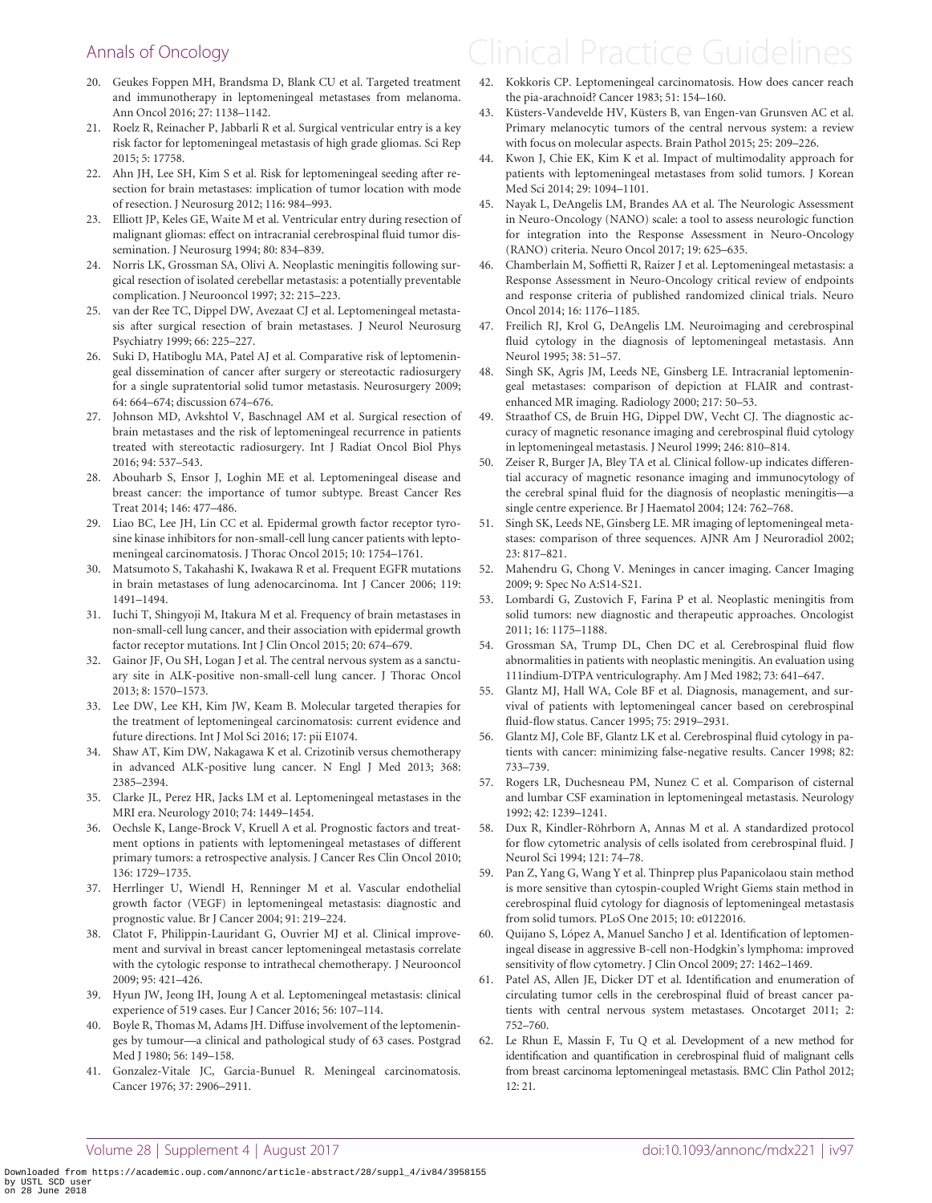20. Geukes Foppen MH, Brandsma D, Blank CU et al. Targeted treatment and immunotherapy in leptomeningeal metastases from melanoma. Ann Oncol 2016; 27: 1138–1142.
21. Roelz R, Reinacher P, Jabbarli R et al. Surgical ventricular entry is a key risk factor for leptomeningeal metastasis of high grade gliomas. Sci Rep 2015; 5: 17758.
22. Ahn JH, Lee SH, Kim S et al. Risk for leptomeningeal seeding after resection for brain metastases: implication of tumor location with mode of resection. J Neurosurg 2012; 116: 984–993.
23. Elliott JP, Keles GE, Waite M et al. Ventricular entry during resection of malignant gliomas: effect on intracranial cerebrospinal fluid tumor dissemination. J Neurosurg 1994; 80: 834–839.
24. Norris LK, Grossman SA, Olivi A. Neoplastic meningitis following surgical resection of isolated cerebellar metastasis: a potentially preventable complication. J Neurooncol 1997; 32: 215–223.
25. van der Ree TC, Dippel DW, Avezaat CJ et al. Leptomeningeal metastasis after surgical resection of brain metastases. J Neurol Neurosurg Psychiatry 1999; 66: 225–227.
26. Suki D, Hatiboglu MA, Patel AJ et al. Comparative risk of leptomeningeal dissemination of cancer after surgery or stereotactic radiosurgery for a single supratentorial solid tumor metastasis. Neurosurgery 2009; 64: 664–674; discussion 674–676.
27. Johnson MD, Avkshtol V, Baschnagel AM et al. Surgical resection of brain metastases and the risk of leptomeningeal recurrence in patients treated with stereotactic radiosurgery. Int J Radiat Oncol Biol Phys 2016; 94: 537–543.
28. Abouharb S, Ensor J, Loghin ME et al. Leptomeningeal disease and breast cancer: the importance of tumor subtype. Breast Cancer Res Treat 2014; 146: 477–486.
29. Liao BC, Lee JH, Lin CC et al. Epidermal growth factor receptor tyrosine kinase inhibitors for non-small-cell lung cancer patients with leptomeningeal carcinomatosis. J Thorac Oncol 2015; 10: 1754–1761.
30. Matsumoto S, Takahashi K, Iwakawa R et al. Frequent EGFR mutations in brain metastases of lung adenocarcinoma. Int J Cancer 2006; 119: 1491–1494.
31. Iuchi T, Shingyoji M, Itakura M et al. Frequency of brain metastases in non-small-cell lung cancer, and their association with epidermal growth factor receptor mutations. Int J Clin Oncol 2015; 20: 674–679.
32. Gainor JF, Ou SH, Logan J et al. The central nervous system as a sanctuary site in ALK-positive non-small-cell lung cancer. J Thorac Oncol 2013; 8: 1570–1573.
33. Lee DW, Lee KH, Kim JW, Keam B. Molecular targeted therapies for the treatment of leptomeningeal carcinomatosis: current evidence and future directions. Int J Mol Sci 2016; 17: pii E1074.
34. Shaw AT, Kim DW, Nakagawa K et al. Crizotinib versus chemotherapy in advanced ALK-positive lung cancer. N Engl J Med 2013; 368: 2385–2394.
35. Clarke JL, Perez HR, Jacks LM et al. Leptomeningeal metastases in the MRI era. Neurology 2010; 74: 1449–1454.
36. Oechsle K, Lange-Brock V, Kruell A et al. Prognostic factors and treatment options in patients with leptomeningeal metastases of different primary tumors: a retrospective analysis. J Cancer Res Clin Oncol 2010; 136: 1729–1735.
37. Herrlinger U, Wiendl H, Renninger M et al. Vascular endothelial growth factor (VEGF) in leptomeningeal metastasis: diagnostic and prognostic value. Br J Cancer 2004; 91: 219–224.
38. Clatot F, Philippin-Lauridant G, Ouvrier MJ et al. Clinical improvement and survival in breast cancer leptomeningeal metastasis correlate with the cytologic response to intrathecal chemotherapy. J Neurooncol 2009; 95: 421–426.
39. Hyun JW, Jeong IH, Joung A et al. Leptomeningeal metastasis: clinical experience of 519 cases. Eur J Cancer 2016; 56: 107–114.
40. Boyle R, Thomas M, Adams JH. Diffuse involvement of the leptomeninges by tumour—a clinical and pathological study of 63 cases. Postgrad Med J 1980; 56: 149–158.
41. Gonzalez-Vitale JC, Garcia-Bunuel R. Meningeal carcinomatosis. Cancer 1976; 37: 2906–2911.
42. Kokkoris CP. Leptomeningeal carcinomatosis. How does cancer reach the pia-arachnoid? Cancer 1983; 51: 154–160.
43. Küsters-Vandevelde HV, Küsters B, van Engen-van Grunsven AC et al. Primary melanocytic tumors of the central nervous system: a review with focus on molecular aspects. Brain Pathol 2015; 25: 209–226.
44. Kwon J, Chie EK, Kim K et al. Impact of multimodality approach for patients with leptomeningeal metastases from solid tumors. J Korean Med Sci 2014; 29: 1094–1101.
45. Nayak L, DeAngelis LM, Brandes AA et al. The Neurologic Assessment in Neuro-Oncology (NANO) scale: a tool to assess neurologic function for integration into the Response Assessment in Neuro-Oncology (RANO) criteria. Neuro Oncol 2017; 19: 625–635.
46. Chamberlain M, Soffietti R, Raizer J et al. Leptomeningeal metastasis: a Response Assessment in Neuro-Oncology critical review of endpoints and response criteria of published randomized clinical trials. Neuro Oncol 2014; 16: 1176–1185.
47. Freilich RJ, Krol G, DeAngelis LM. Neuroimaging and cerebrospinal fluid cytology in the diagnosis of leptomeningeal metastasis. Ann Neurol 1995; 38: 51–57.
48. Singh SK, Agris JM, Leeds NE, Ginsberg LE. Intracranial leptomeningeal metastases: comparison of depiction at FLAIR and contrast-enhanced MR imaging. Radiology 2000; 217: 50–53.
49. Straathof CS, de Bruin HG, Dippel DW, Vecht CJ. The diagnostic accuracy of magnetic resonance imaging and cerebrospinal fluid cytology in leptomeningeal metastasis. J Neurol 1999; 246: 810–814.
50. Zeiser R, Burger JA, Bley TA et al. Clinical follow-up indicates differential accuracy of magnetic resonance imaging and immunocytology of the cerebral spinal fluid for the diagnosis of neoplastic meningitis—a single centre experience. Br J Haematol 2004; 124: 762–768.
51. Singh SK, Leeds NE, Ginsberg LE. MR imaging of leptomeningeal metastases: comparison of three sequences. AJNR Am J Neuroradiol 2002; 23: 817–821.
52. Mahendru G, Chong V. Meninges in cancer imaging. Cancer Imaging 2009; 9: Spec No A:S14-S21.
53. Lombardi G, Zustovich F, Farina P et al. Neoplastic meningitis from solid tumors: new diagnostic and therapeutic approaches. Oncologist 2011; 16: 1175–1188.
54. Grossman SA, Trump DL, Chen DC et al. Cerebrospinal fluid flow abnormalities in patients with neoplastic meningitis. An evaluation using 111indium-DTPA ventriculography. Am J Med 1982; 73: 641–647.
55. Glantz MJ, Hall WA, Cole BF et al. Diagnosis, management, and survival of patients with leptomeningeal cancer based on cerebrospinal fluid-flow status. Cancer 1995; 75: 2919–2931.
56. Glantz MJ, Cole BF, Glantz LK et al. Cerebrospinal fluid cytology in patients with cancer: minimizing false-negative results. Cancer 1998; 82: 733–739.
57. Rogers LR, Duchesneau PM, Nunez C et al. Comparison of cisternal and lumbar CSF examination in leptomeningeal metastasis. Neurology 1992; 42: 1239–1241.
58. Dux R, Kindler-Röhrborn A, Annas M et al. A standardized protocol for flow cytometric analysis of cells isolated from cerebrospinal fluid. J Neurol Sci 1994; 121: 74–78.
59. Pan Z, Yang G, Wang Y et al. Thinprep plus Papanicolaou stain method is more sensitive than cytospin-coupled Wright Giems stain method in cerebrospinal fluid cytology for diagnosis of leptomeningeal metastasis from solid tumors. PLoS One 2015; 10: e0122016.
60. Quijano S, López A, Manuel Sancho J et al. Identification of leptomeningeal disease in aggressive B-cell non-Hodgkin's lymphoma: improved sensitivity of flow cytometry. J Clin Oncol 2009; 27: 1462–1469.
61. Patel AS, Allen JE, Dicker DT et al. Identification and enumeration of circulating tumor cells in the cerebrospinal fluid of breast cancer patients with central nervous system metastases. Oncotarget 2011; 2: 752–760.
62. Le Rhun E, Massin F, Tu Q et al. Development of a new method for identification and quantification in cerebrospinal fluid of malignant cells from breast carcinoma leptomeningeal metastasis. BMC Clin Pathol 2012; 12: 21.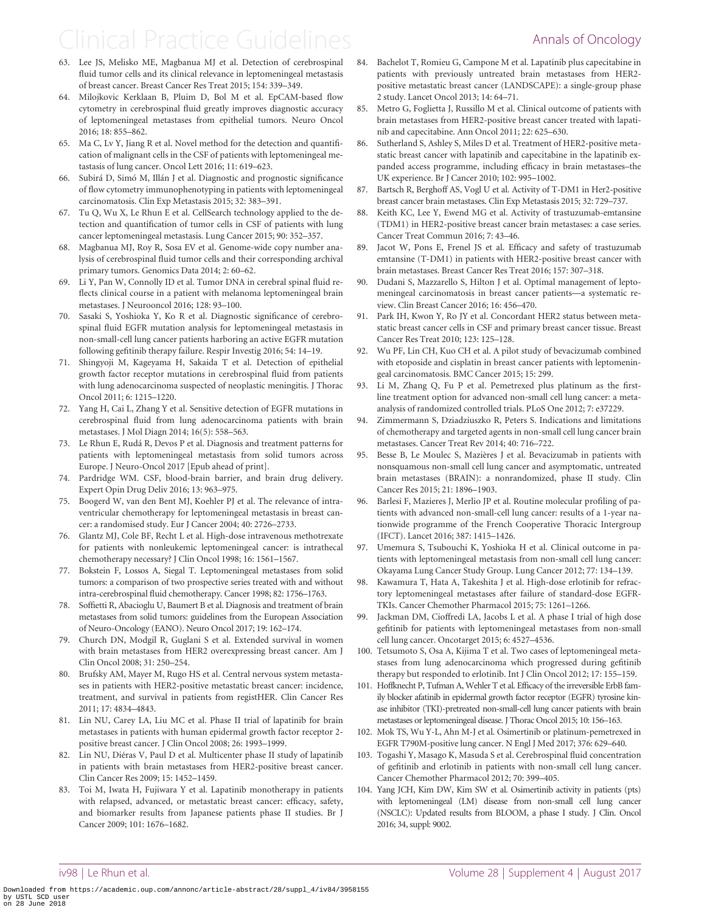63. Lee JS, Melisko ME, Magbanua MJ et al. Detection of cerebrospinal fluid tumor cells and its clinical relevance in leptomeningeal metastasis of breast cancer. Breast Cancer Res Treat 2015; 154: 339–349.
64. Milojkovic Kerklaan B, Pluim D, Bol M et al. EpCAM-based flow cytometry in cerebrospinal fluid greatly improves diagnostic accuracy of leptomeningeal metastases from epithelial tumors. Neuro Oncol 2016; 18: 855–862.
65. Ma C, Lv Y, Jiang R et al. Novel method for the detection and quantification of malignant cells in the CSF of patients with leptomeningeal metastasis of lung cancer. Oncol Lett 2016; 11: 619–623.
66. Subirá D, Simó M, Illán J et al. Diagnostic and prognostic significance of flow cytometry immunophenotyping in patients with leptomeningeal carcinomatosis. Clin Exp Metastasis 2015; 32: 383–391.
67. Tu Q, Wu X, Le Rhun E et al. CellSearch technology applied to the detection and quantification of tumor cells in CSF of patients with lung cancer leptomeningeal metastasis. Lung Cancer 2015; 90: 352–357.
68. Magbanua MJ, Roy R, Sosa EV et al. Genome-wide copy number analysis of cerebrospinal fluid tumor cells and their corresponding archival primary tumors. Genomics Data 2014; 2: 60–62.
69. Li Y, Pan W, Connolly ID et al. Tumor DNA in cerebral spinal fluid reflects clinical course in a patient with melanoma leptomeningeal brain metastases. J Neurooncol 2016; 128: 93–100.
70. Sasaki S, Yoshioka Y, Ko R et al. Diagnostic significance of cerebrospinal fluid EGFR mutation analysis for leptomeningeal metastasis in non-small-cell lung cancer patients harboring an active EGFR mutation following gefitinib therapy failure. Respir Investig 2016; 54: 14–19.
71. Shingyoji M, Kageyama H, Sakaida T et al. Detection of epithelial growth factor receptor mutations in cerebrospinal fluid from patients with lung adenocarcinoma suspected of neoplastic meningitis. J Thorac Oncol 2011; 6: 1215–1220.
72. Yang H, Cai L, Zhang Y et al. Sensitive detection of EGFR mutations in cerebrospinal fluid from lung adenocarcinoma patients with brain metastases. J Mol Diagn 2014; 16(5): 558–563.
73. Le Rhun E, Rudá R, Devos P et al. Diagnosis and treatment patterns for patients with leptomeningeal metastasis from solid tumors across Europe. J Neuro-Oncol 2017 [Epub ahead of print].
74. Pardridge WM. CSF, blood-brain barrier, and brain drug delivery. Expert Opin Drug Deliv 2016; 13: 963–975.
75. Boogerd W, van den Bent MJ, Koehler PJ et al. The relevance of intraventricular chemotherapy for leptomeningeal metastasis in breast cancer: a randomised study. Eur J Cancer 2004; 40: 2726–2733.
76. Glantz MJ, Cole BF, Recht L et al. High-dose intravenous methotrexate for patients with nonleukemic leptomeningeal cancer: is intrathecal chemotherapy necessary? J Clin Oncol 1998; 16: 1561–1567.
77. Bokstein F, Lossos A, Siegal T. Leptomeningeal metastases from solid tumors: a comparison of two prospective series treated with and without intra-cerebrospinal fluid chemotherapy. Cancer 1998; 82: 1756–1763.
78. Soffietti R, Abacioglu U, Baumert B et al. Diagnosis and treatment of brain metastases from solid tumors: guidelines from the European Association of Neuro-Oncology (EANO). Neuro Oncol 2017; 19: 162–174.
79. Church DN, Modgil R, Guglani S et al. Extended survival in women with brain metastases from HER2 overexpressing breast cancer. Am J Clin Oncol 2008; 31: 250–254.
80. Brufsky AM, Mayer M, Rugo HS et al. Central nervous system metastases in patients with HER2-positive metastatic breast cancer: incidence, treatment, and survival in patients from registHER. Clin Cancer Res 2011; 17: 4834–4843.
81. Lin NU, Carey LA, Liu MC et al. Phase II trial of lapatinib for brain metastases in patients with human epidermal growth factor receptor 2-positive breast cancer. J Clin Oncol 2008; 26: 1993–1999.
82. Lin NU, Diéras V, Paul D et al. Multicenter phase II study of lapatinib in patients with brain metastases from HER2-positive breast cancer. Clin Cancer Res 2009; 15: 1452–1459.
83. Toi M, Iwata H, Fujiwara Y et al. Lapatinib monotherapy in patients with relapsed, advanced, or metastatic breast cancer: efficacy, safety, and biomarker results from Japanese patients phase II studies. Br J Cancer 2009; 101: 1676–1682.
84. Bachelot T, Romieu G, Campone M et al. Lapatinib plus capecitabine in patients with previously untreated brain metastases from HER2-positive metastatic breast cancer (LANDSCAPE): a single-group phase 2 study. Lancet Oncol 2013; 14: 64–71.
85. Metro G, Foglietta J, Russillo M et al. Clinical outcome of patients with brain metastases from HER2-positive breast cancer treated with lapatinib and capecitabine. Ann Oncol 2011; 22: 625–630.
86. Sutherland S, Ashley S, Miles D et al. Treatment of HER2-positive metastatic breast cancer with lapatinib and capecitabine in the lapatinib expanded access programme, including efficacy in brain metastases–the UK experience. Br J Cancer 2010; 102: 995–1002.
87. Bartsch R, Berghoff AS, Vogl U et al. Activity of T-DM1 in Her2-positive breast cancer brain metastases. Clin Exp Metastasis 2015; 32: 729–737.
88. Keith KC, Lee Y, Ewend MG et al. Activity of trastuzumab-emtansine (TDM1) in HER2-positive breast cancer brain metastases: a case series. Cancer Treat Commun 2016; 7: 43–46.
89. Jacot W, Pons E, Frenel JS et al. Efficacy and safety of trastuzumab emtansine (T-DM1) in patients with HER2-positive breast cancer with brain metastases. Breast Cancer Res Treat 2016; 157: 307–318.
90. Dudani S, Mazzarello S, Hilton J et al. Optimal management of leptomeningeal carcinomatosis in breast cancer patients—a systematic review. Clin Breast Cancer 2016; 16: 456–470.
91. Park IH, Kwon Y, Ro JY et al. Concordant HER2 status between metastatic breast cancer cells in CSF and primary breast cancer tissue. Breast Cancer Res Treat 2010; 123: 125–128.
92. Wu PF, Lin CH, Kuo CH et al. A pilot study of bevacizumab combined with etoposide and cisplatin in breast cancer patients with leptomeningeal carcinomatosis. BMC Cancer 2015; 15: 299.
93. Li M, Zhang Q, Fu P et al. Pemetrexed plus platinum as the first-line treatment option for advanced non-small cell lung cancer: a meta-analysis of randomized controlled trials. PLoS One 2012; 7: e37229.
94. Zimmermann S, Dziadziuszko R, Peters S. Indications and limitations of chemotherapy and targeted agents in non-small cell lung cancer brain metastases. Cancer Treat Rev 2014; 40: 716–722.
95. Besse B, Le Moulec S, Mazières J et al. Bevacizumab in patients with nonsquamous non-small cell lung cancer and asymptomatic, untreated brain metastases (BRAIN): a nonrandomized, phase II study. Clin Cancer Res 2015; 21: 1896–1903.
96. Barlesi F, Mazieres J, Merlio JP et al. Routine molecular profiling of patients with advanced non-small-cell lung cancer: results of a 1-year nationwide programme of the French Cooperative Thoracic Intergroup (IFCT). Lancet 2016; 387: 1415–1426.
97. Umemura S, Tsubouchi K, Yoshioka H et al. Clinical outcome in patients with leptomeningeal metastasis from non-small cell lung cancer: Okayama Lung Cancer Study Group. Lung Cancer 2012; 77: 134–139.
98. Kawamura T, Hata A, Takeshita J et al. High-dose erlotinib for refractory leptomeningeal metastases after failure of standard-dose EGFR-TKIs. Cancer Chemother Pharmacol 2015; 75: 1261–1266.
99. Jackman DM, Cioffredi LA, Jacobs L et al. A phase I trial of high dose gefitinib for patients with leptomeningeal metastases from non-small cell lung cancer. Oncotarget 2015; 6: 4527–4536.
100. Tetsumoto S, Osa A, Kijima T et al. Two cases of leptomeningeal metastases from lung adenocarcinoma which progressed during gefitinib therapy but responded to erlotinib. Int J Clin Oncol 2012; 17: 155–159.
101. Hoffknecht P, Tufman A, Wehler T et al. Efficacy of the irreversible ErbB family blocker afatinib in epidermal growth factor receptor (EGFR) tyrosine kinase inhibitor (TKI)-pretreated non-small-cell lung cancer patients with brain metastases or leptomeningeal disease. J Thorac Oncol 2015; 10: 156–163.
102. Mok TS, Wu Y-L, Ahn M-J et al. Osimertinib or platinum-pemetrexed in EGFR T790M-positive lung cancer. N Engl J Med 2017; 376: 629–640.
103. Togashi Y, Masago K, Masuda S et al. Cerebrospinal fluid concentration of gefitinib and erlotinib in patients with non-small cell lung cancer. Cancer Chemother Pharmacol 2012; 70: 399–405.
104. Yang JCH, Kim DW, Kim SW et al. Osimertinib activity in patients (pts) with leptomeningeal (LM) disease from non-small cell lung cancer (NSCLC): Updated results from BLOOM, a phase I study. J Clin. Oncol 2016; 34, suppl: 9002.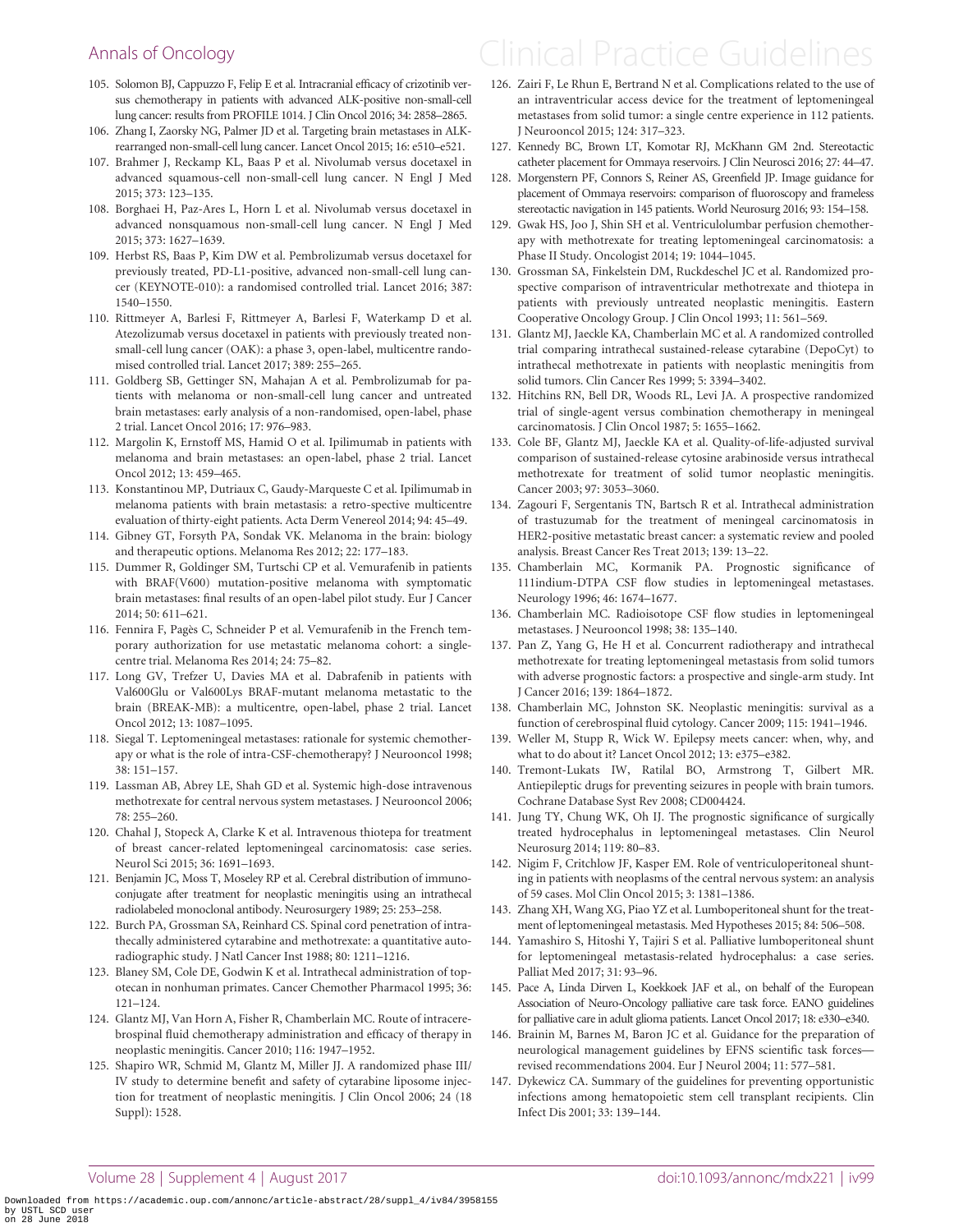105. Solomon BJ, Cappuzzo F, Felip E et al. Intracranial efficacy of crizotinib versus chemotherapy in patients with advanced ALK-positive non-small-cell lung cancer: results from PROFILE 1014. J Clin Oncol 2016; 34: 2858–2865.
106. Zhang I, Zaorsky NG, Palmer JD et al. Targeting brain metastases in ALK-rearranged non-small-cell lung cancer. Lancet Oncol 2015; 16: e510–e521.
107. Brahmer J, Reckamp KL, Baas P et al. Nivolumab versus docetaxel in advanced squamous-cell non-small-cell lung cancer. N Engl J Med 2015; 373: 123–135.
108. Borghaei H, Paz-Ares L, Horn L et al. Nivolumab versus docetaxel in advanced nonsquamous non-small-cell lung cancer. N Engl J Med 2015; 373: 1627–1639.
109. Herbst RS, Baas P, Kim DW et al. Pembrolizumab versus docetaxel for previously treated, PD-L1-positive, advanced non-small-cell lung cancer (KEYNOTE-010): a randomised controlled trial. Lancet 2016; 387: 1540–1550.
110. Rittmeyer A, Barlesi F, Rittmeyer A, Barlesi F, Waterkamp D et al. Atezolizumab versus docetaxel in patients with previously treated non-small-cell lung cancer (OAK): a phase 3, open-label, multicentre randomised controlled trial. Lancet 2017; 389: 255–265.
111. Goldberg SB, Gettinger SN, Mahajan A et al. Pembrolizumab for patients with melanoma or non-small-cell lung cancer and untreated brain metastases: early analysis of a non-randomised, open-label, phase 2 trial. Lancet Oncol 2016; 17: 976–983.
112. Margolin K, Ernstoff MS, Hamid O et al. Ipilimumab in patients with melanoma and brain metastases: an open-label, phase 2 trial. Lancet Oncol 2012; 13: 459–465.
113. Konstantinou MP, Dutriaux C, Gaudy-Marqueste C et al. Ipilimumab in melanoma patients with brain metastasis: a retro-spective multicentre evaluation of thirty-eight patients. Acta Derm Venereol 2014; 94: 45–49.
114. Gibney GT, Forsyth PA, Sondak VK. Melanoma in the brain: biology and therapeutic options. Melanoma Res 2012; 22: 177–183.
115. Dummer R, Goldinger SM, Turtschi CP et al. Vemurafenib in patients with BRAF(V600) mutation-positive melanoma with symptomatic brain metastases: final results of an open-label pilot study. Eur J Cancer 2014; 50: 611–621.
116. Fennira F, Pagès C, Schneider P et al. Vemurafenib in the French temporary authorization for use metastatic melanoma cohort: a single-centre trial. Melanoma Res 2014; 24: 75–82.
117. Long GV, Trefzer U, Davies MA et al. Dabrafenib in patients with Val600Glu or Val600Lys BRAF-mutant melanoma metastatic to the brain (BREAK-MB): a multicentre, open-label, phase 2 trial. Lancet Oncol 2012; 13: 1087–1095.
118. Siegal T. Leptomeningeal metastases: rationale for systemic chemotherapy or what is the role of intra-CSF-chemotherapy? J Neurooncol 1998; 38: 151–157.
119. Lassman AB, Abrey LE, Shah GD et al. Systemic high-dose intravenous methotrexate for central nervous system metastases. J Neurooncol 2006; 78: 255–260.
120. Chahal J, Stopeck A, Clarke K et al. Intravenous thiotepa for treatment of breast cancer-related leptomeningeal carcinomatosis: case series. Neurol Sci 2015; 36: 1691–1693.
121. Benjamin JC, Moss T, Moseley RP et al. Cerebral distribution of immunoconjugate after treatment for neoplastic meningitis using an intrathecal radiolabeled monoclonal antibody. Neurosurgery 1989; 25: 253–258.
122. Burch PA, Grossman SA, Reinhard CS. Spinal cord penetration of intrathecally administered cytarabine and methotrexate: a quantitative autoradiographic study. J Natl Cancer Inst 1988; 80: 1211–1216.
123. Blaney SM, Cole DE, Godwin K et al. Intrathecal administration of topotecan in nonhuman primates. Cancer Chemother Pharmacol 1995; 36: 121–124.
124. Glantz MJ, Van Horn A, Fisher R, Chamberlain MC. Route of intracerebrospinal fluid chemotherapy administration and efficacy of therapy in neoplastic meningitis. Cancer 2010; 116: 1947–1952.
125. Shapiro WR, Schmid M, Glantz M, Miller JJ. A randomized phase III/IV study to determine benefit and safety of cytarabine liposome injection for treatment of neoplastic meningitis. J Clin Oncol 2006; 24 (18 Suppl): 1528.
126. Zairi F, Le Rhun E, Bertrand N et al. Complications related to the use of an intraventricular access device for the treatment of leptomeningeal metastases from solid tumor: a single centre experience in 112 patients. J Neurooncol 2015; 124: 317–323.
127. Kennedy BC, Brown LT, Komotar RJ, McKhann GM 2nd. Stereotactic catheter placement for Ommaya reservoirs. J Clin Neurosci 2016; 27: 44–47.
128. Morgenstern PF, Connors S, Reiner AS, Greenfield JP. Image guidance for placement of Ommaya reservoirs: comparison of fluoroscopy and frameless stereotactic navigation in 145 patients. World Neurosurg 2016; 93: 154–158.
129. Gwak HS, Joo J, Shin SH et al. Ventriculolumbar perfusion chemotherapy with methotrexate for treating leptomeningeal carcinomatosis: a Phase II Study. Oncologist 2014; 19: 1044–1045.
130. Grossman SA, Finkelstein DM, Ruckdeschel JC et al. Randomized prospective comparison of intraventricular methotrexate and thiotepa in patients with previously untreated neoplastic meningitis. Eastern Cooperative Oncology Group. J Clin Oncol 1993; 11: 561–569.
131. Glantz MJ, Jaeckle KA, Chamberlain MC et al. A randomized controlled trial comparing intrathecal sustained-release cytarabine (DepoCyt) to intrathecal methotrexate in patients with neoplastic meningitis from solid tumors. Clin Cancer Res 1999; 5: 3394–3402.
132. Hitchins RN, Bell DR, Woods RL, Levi JA. A prospective randomized trial of single-agent versus combination chemotherapy in meningeal carcinomatosis. J Clin Oncol 1987; 5: 1655–1662.
133. Cole BF, Glantz MJ, Jaeckle KA et al. Quality-of-life-adjusted survival comparison of sustained-release cytosine arabinoside versus intrathecal methotrexate for treatment of solid tumor neoplastic meningitis. Cancer 2003; 97: 3053–3060.
134. Zagouri F, Sergentanis TN, Bartsch R et al. Intrathecal administration of trastuzumab for the treatment of meningeal carcinomatosis in HER2-positive metastatic breast cancer: a systematic review and pooled analysis. Breast Cancer Res Treat 2013; 139: 13–22.
135. Chamberlain MC, Kormanik PA. Prognostic significance of 111indium-DTPA CSF flow studies in leptomeningeal metastases. Neurology 1996; 46: 1674–1677.
136. Chamberlain MC. Radioisotope CSF flow studies in leptomeningeal metastases. J Neurooncol 1998; 38: 135–140.
137. Pan Z, Yang G, He H et al. Concurrent radiotherapy and intrathecal methotrexate for treating leptomeningeal metastasis from solid tumors with adverse prognostic factors: a prospective and single-arm study. Int J Cancer 2016; 139: 1864–1872.
138. Chamberlain MC, Johnston SK. Neoplastic meningitis: survival as a function of cerebrospinal fluid cytology. Cancer 2009; 115: 1941–1946.
139. Weller M, Stupp R, Wick W. Epilepsy meets cancer: when, why, and what to do about it? Lancet Oncol 2012; 13: e375–e382.
140. Tremont-Lukats IW, Ratilal BO, Armstrong T, Gilbert MR. Antiepileptic drugs for preventing seizures in people with brain tumors. Cochrane Database Syst Rev 2008; CD004424.
141. Jung TY, Chung WK, Oh IJ. The prognostic significance of surgically treated hydrocephalus in leptomeningeal metastases. Clin Neurol Neurosurg 2014; 119: 80–83.
142. Nigim F, Critchlow JF, Kasper EM. Role of ventriculoperitoneal shunting in patients with neoplasms of the central nervous system: an analysis of 59 cases. Mol Clin Oncol 2015; 3: 1381–1386.
143. Zhang XH, Wang XG, Piao YZ et al. Lumboperitoneal shunt for the treatment of leptomeningeal metastasis. Med Hypotheses 2015; 84: 506–508.
144. Yamashiro S, Hitoshi Y, Tajiri S et al. Palliative lumboperitoneal shunt for leptomeningeal metastasis-related hydrocephalus: a case series. Palliat Med 2017; 31: 93–96.
145. Pace A, Linda Dirven L, Koekkoek JAF et al., on behalf of the European Association of Neuro-Oncology palliative care task force. EANO guidelines for palliative care in adult glioma patients. Lancet Oncol 2017; 18: e330–e340.
146. Brainin M, Barnes M, Baron JC et al. Guidance for the preparation of neurological management guidelines by EFNS scientific task forces—revised recommendations 2004. Eur J Neurol 2004; 11: 577–581.
147. Dykewicz CA. Summary of the guidelines for preventing opportunistic infections among hematopoietic stem cell transplant recipients. Clin Infect Dis 2001; 33: 139–144.